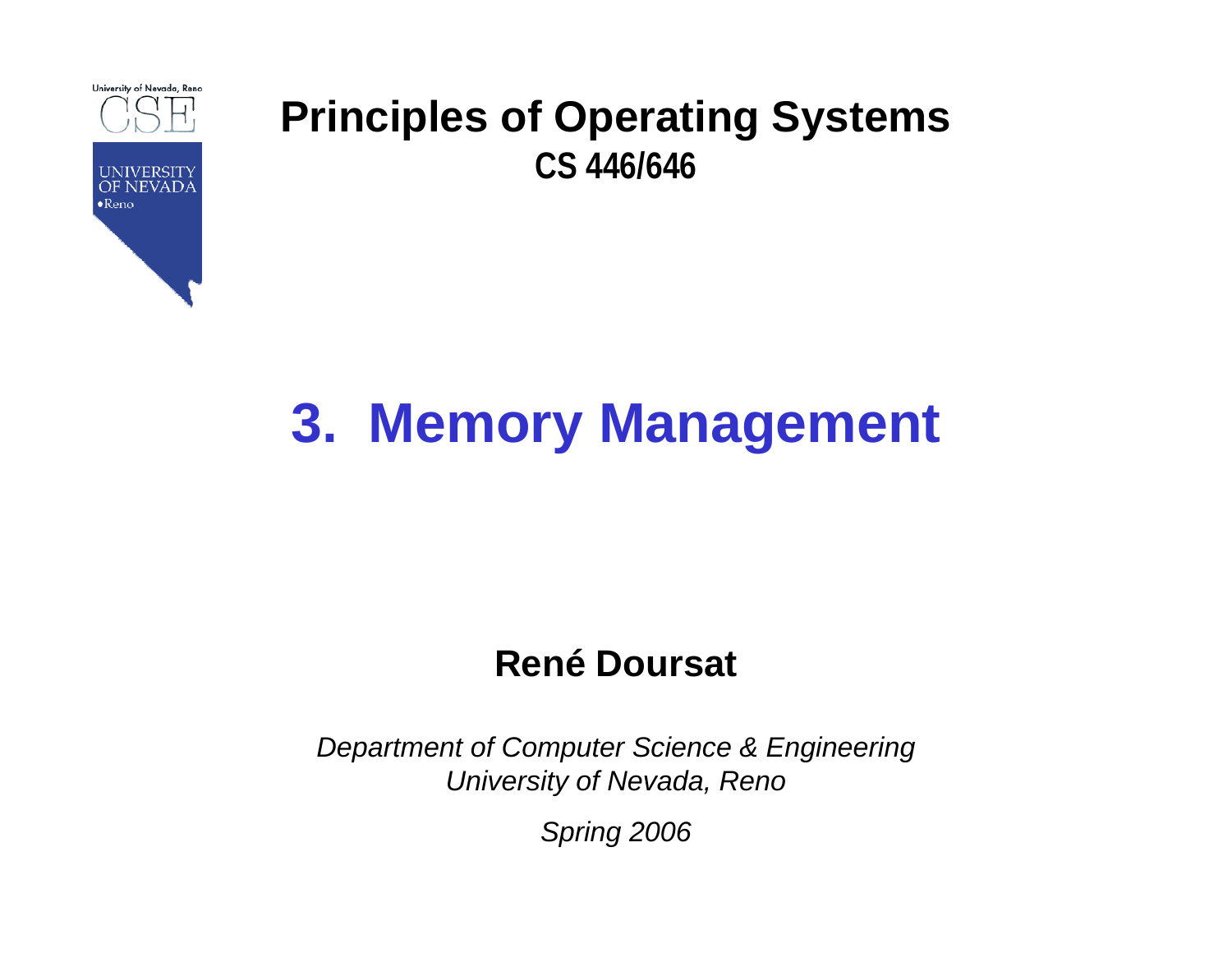University of Nevada, Reno

CSE

UNIVERSITY OF NEVADA •Reno

# Principles of Operating Systems

**CS 446/646**

# 3. Memory Management

**René Doursat**

*Department of Computer Science & Engineering*
*University of Nevada, Reno*

*Spring 2006*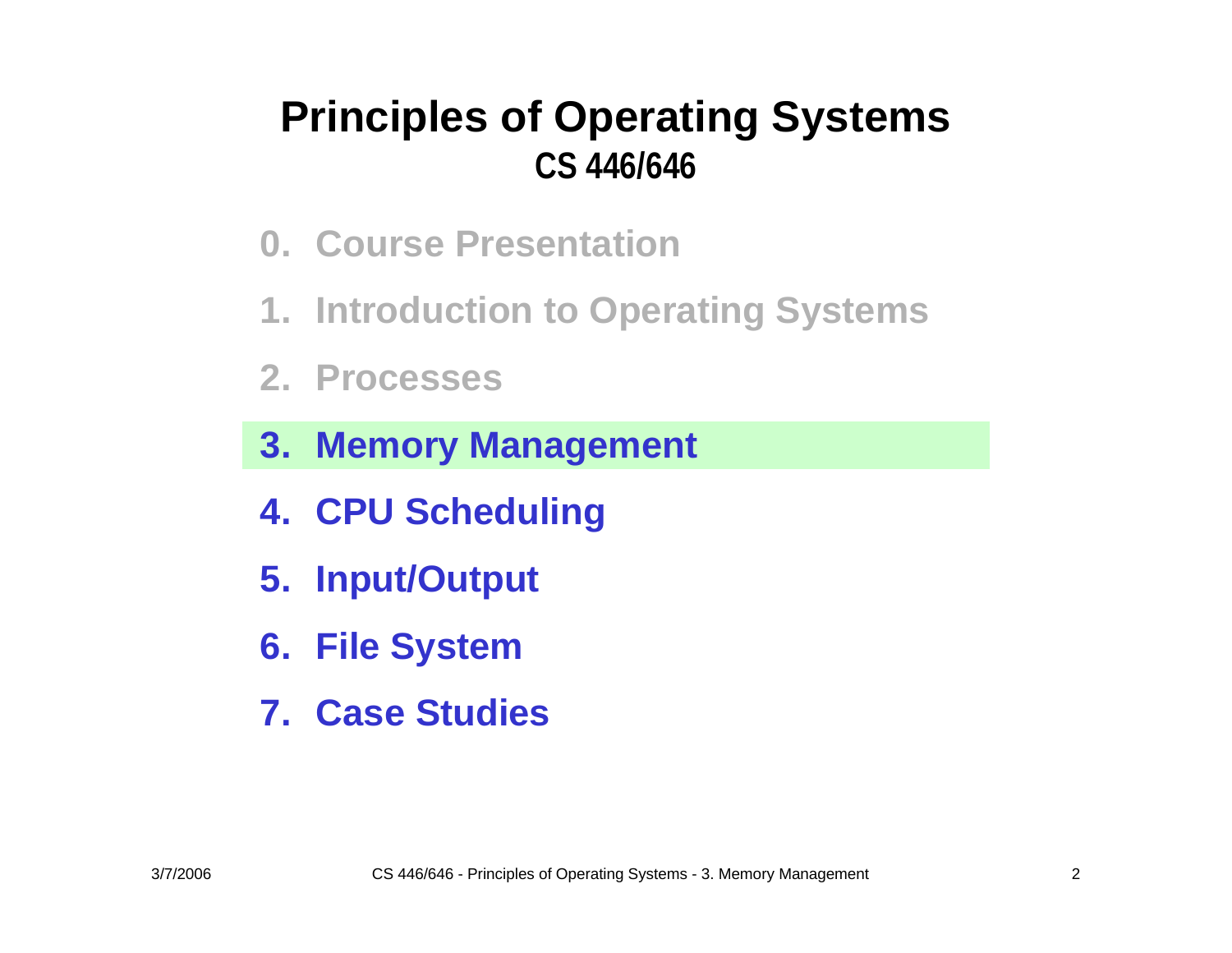# Principles of Operating Systems

## CS 446/646

0. Course Presentation
1. Introduction to Operating Systems
2. Processes
3. **Memory Management**
4. CPU Scheduling
5. Input/Output
6. File System
7. Case Studies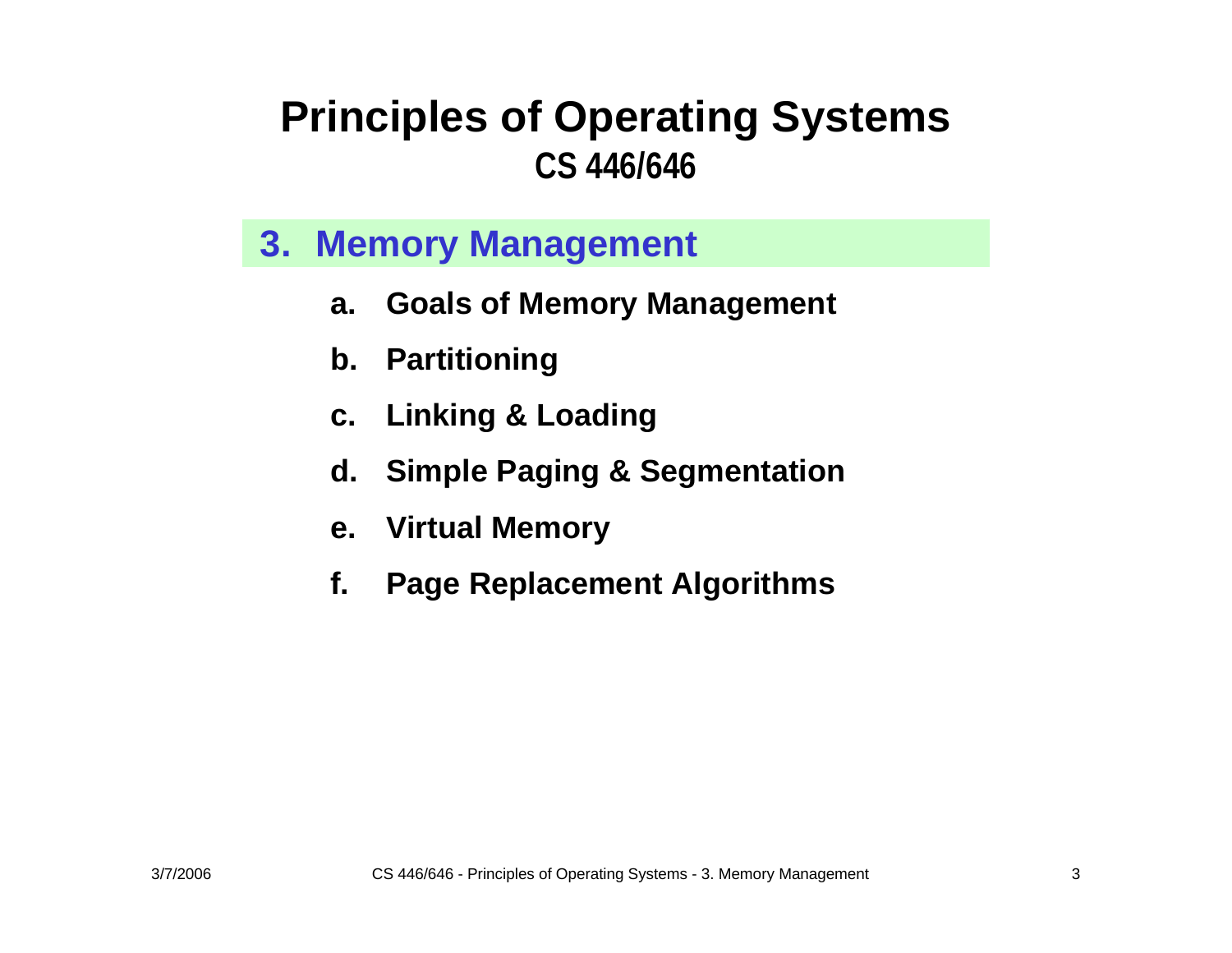# Principles of Operating Systems

## CS 446/646

## 3. Memory Management

a. **Goals of Memory Management**

b. **Partitioning**

c. **Linking & Loading**

d. **Simple Paging & Segmentation**

e. **Virtual Memory**

f. **Page Replacement Algorithms**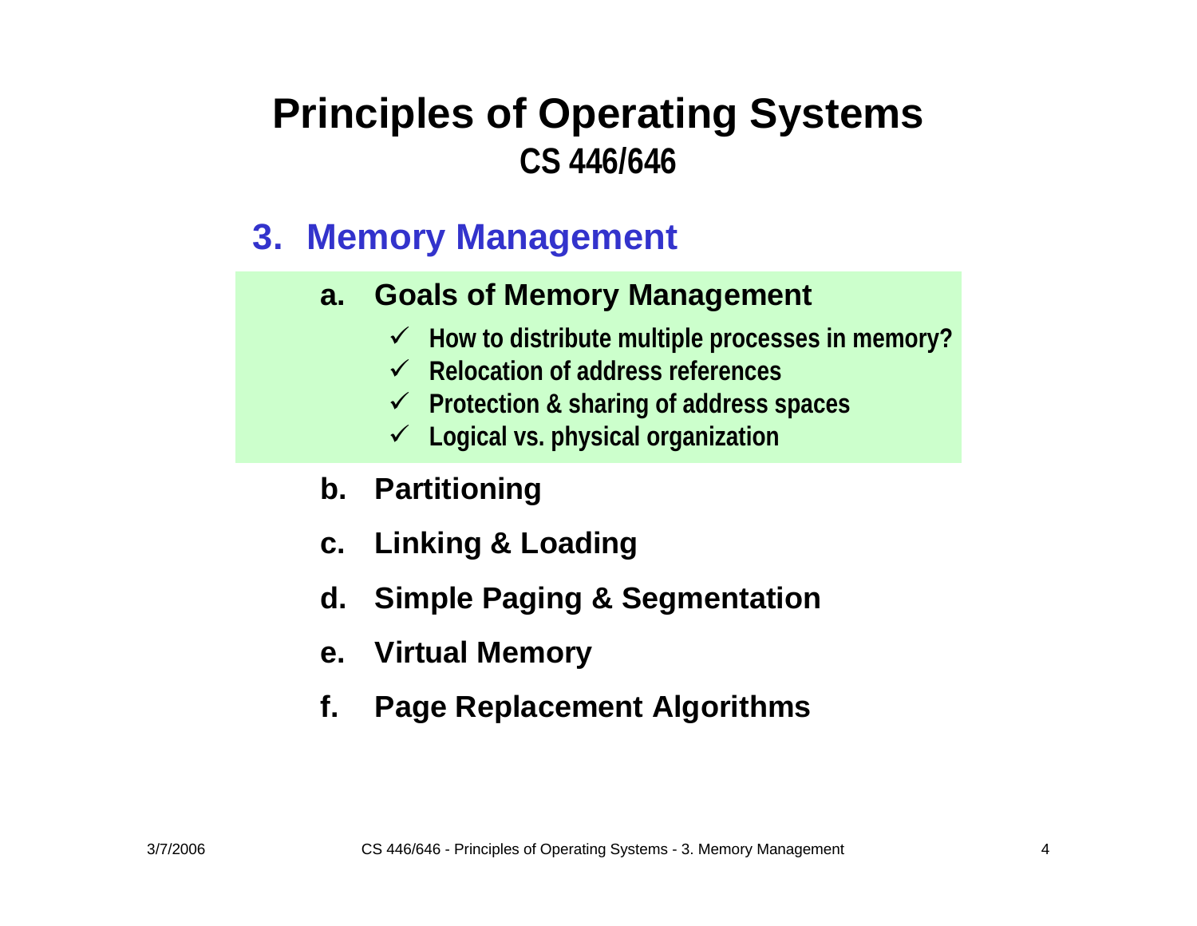# Principles of Operating Systems
## CS 446/646

### 3. Memory Management

a. **Goals of Memory Management**
   - ✓ How to distribute multiple processes in memory?
   - ✓ Relocation of address references
   - ✓ Protection & sharing of address spaces
   - ✓ Logical vs. physical organization

b. **Partitioning**

c. **Linking & Loading**

d. **Simple Paging & Segmentation**

e. **Virtual Memory**

f. **Page Replacement Algorithms**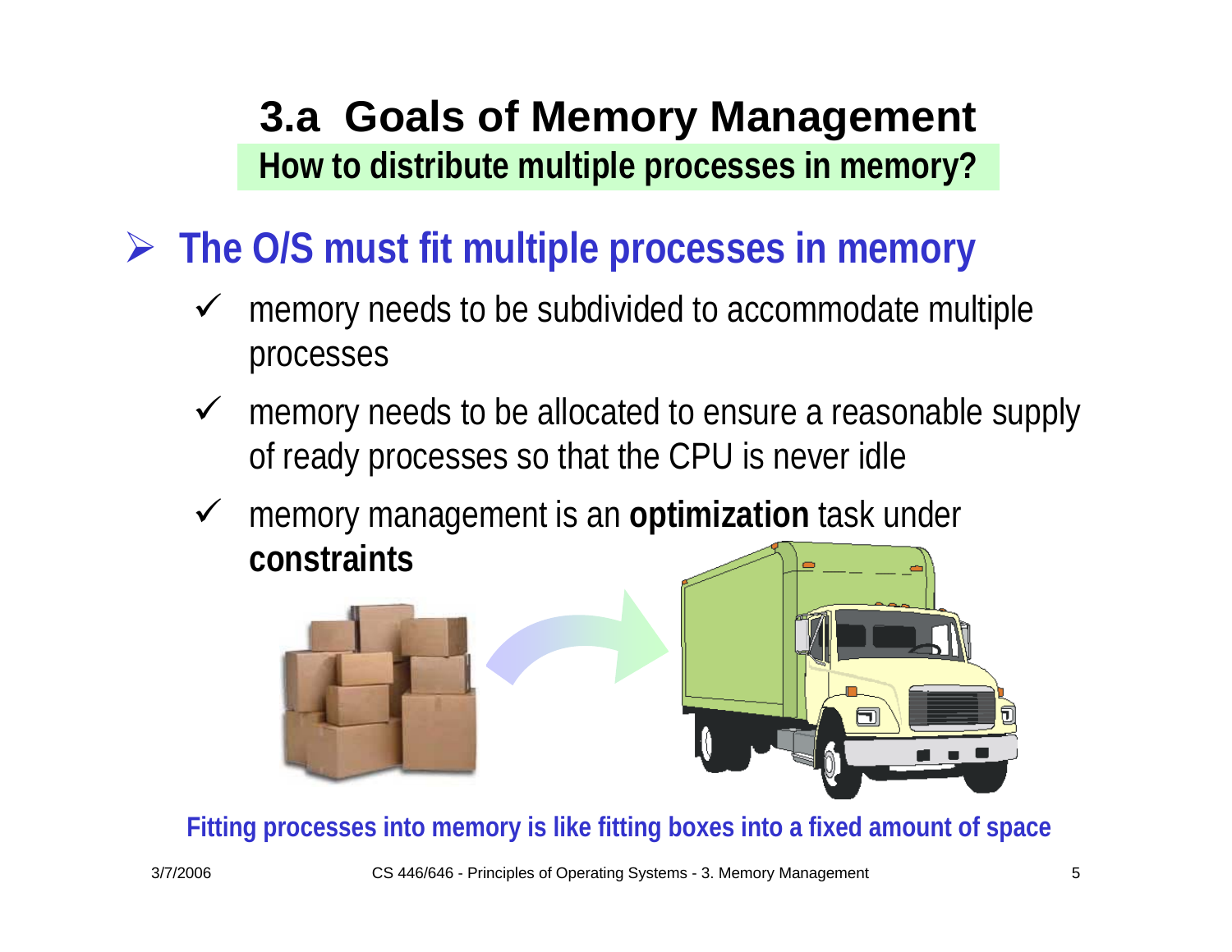# 3.a Goals of Memory Management

**How to distribute multiple processes in memory?**

- **The O/S must fit multiple processes in memory**
  - memory needs to be subdivided to accommodate multiple processes
  - memory needs to be allocated to ensure a reasonable supply of ready processes so that the CPU is never idle
  - memory management is an **optimization** task under **constraints**

Fitting processes into memory is like fitting boxes into a fixed amount of space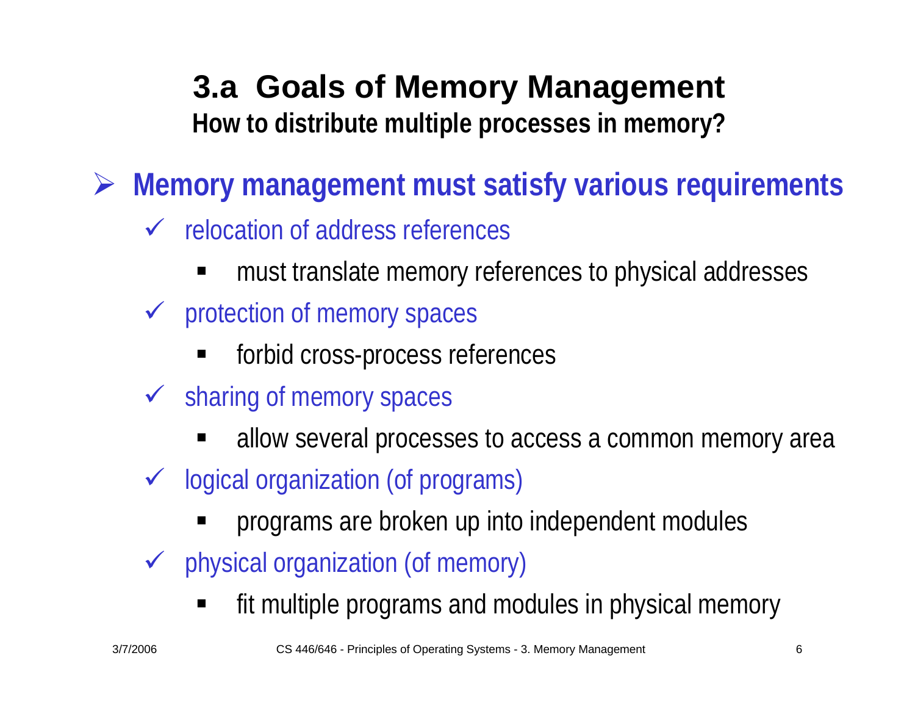# 3.a Goals of Memory Management

**How to distribute multiple processes in memory?**

- **Memory management must satisfy various requirements**
  - relocation of address references
    - must translate memory references to physical addresses
  - protection of memory spaces
    - forbid cross-process references
  - sharing of memory spaces
    - allow several processes to access a common memory area
  - logical organization (of programs)
    - programs are broken up into independent modules
  - physical organization (of memory)
    - fit multiple programs and modules in physical memory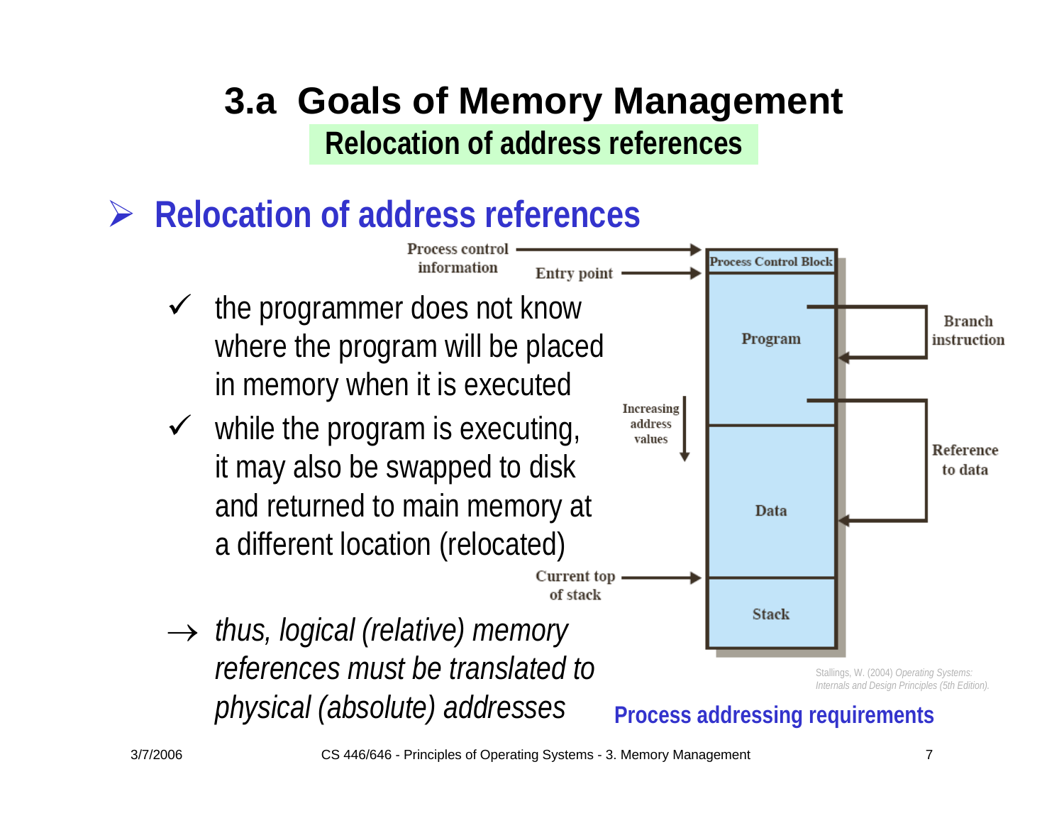# 3.a Goals of Memory Management

## Relocation of address references

### Relocation of address references

- ✓ the programmer does not know where the program will be placed in memory when it is executed
- ✓ while the program is executing, it may also be swapped to disk and returned to main memory at a different location (relocated)

→ *thus, logical (relative) memory references must be translated to physical (absolute) addresses*

Process control information

Entry point

Process Control Block

Program

Branch instruction

Increasing address values

Data

Reference to data

Current top of stack

Stack

Stallings, W. (2004) *Operating Systems: Internals and Design Principles (5th Edition).*

**Process addressing requirements**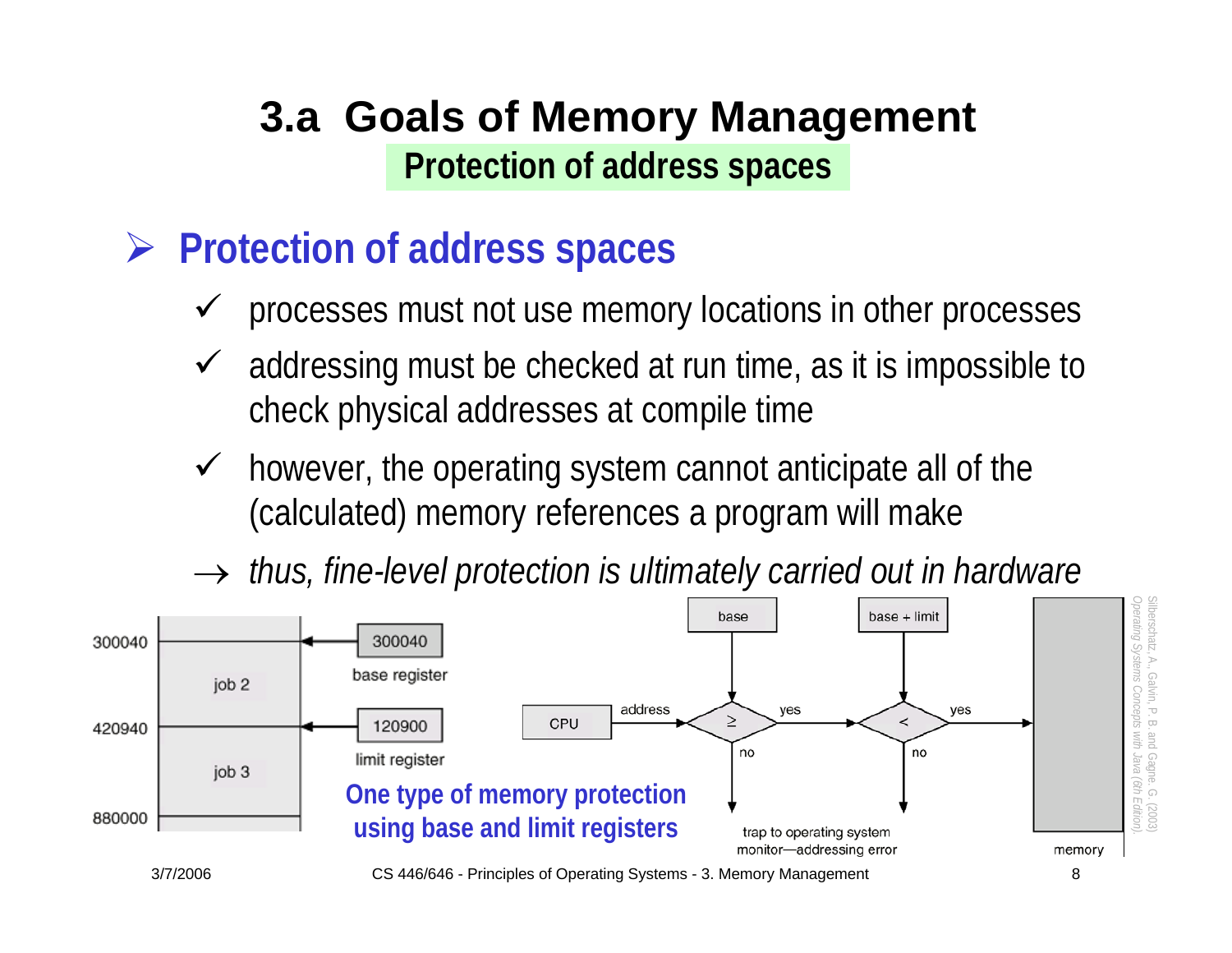# 3.a Goals of Memory Management

## Protection of address spaces

- **Protection of address spaces**
  - ✓ processes must not use memory locations in other processes
  - ✓ addressing must be checked at run time, as it is impossible to check physical addresses at compile time
  - ✓ however, the operating system cannot anticipate all of the (calculated) memory references a program will make
  - → *thus, fine-level protection is ultimately carried out in hardware*

300040 | job 2 | 420940 | job 3 | 880000

300040 base register

120900 limit register

CPU → address → base: ≥ → yes → base + limit: < → yes → memory

no → trap to operating system monitor—addressing error

**One type of memory protection using base and limit registers**

Silberschatz, A., Galvin, P. B. and Gagne. G. (2003) *Operating Systems Concepts with Java (6th Edition).*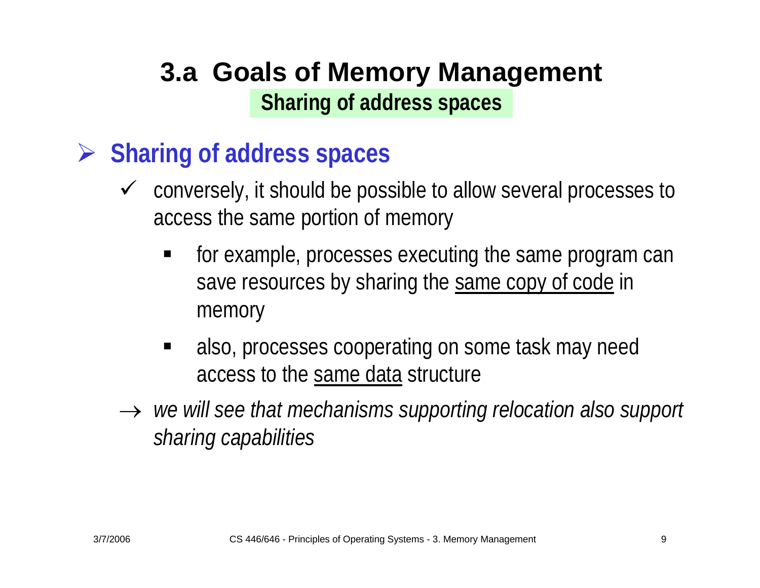# 3.a Goals of Memory Management

## Sharing of address spaces

- **Sharing of address spaces**
  - ✓ conversely, it should be possible to allow several processes to access the same portion of memory
    - for example, processes executing the same program can save resources by sharing the same copy of code in memory
    - also, processes cooperating on some task may need access to the same data structure

$\rightarrow$ *we will see that mechanisms supporting relocation also support sharing capabilities*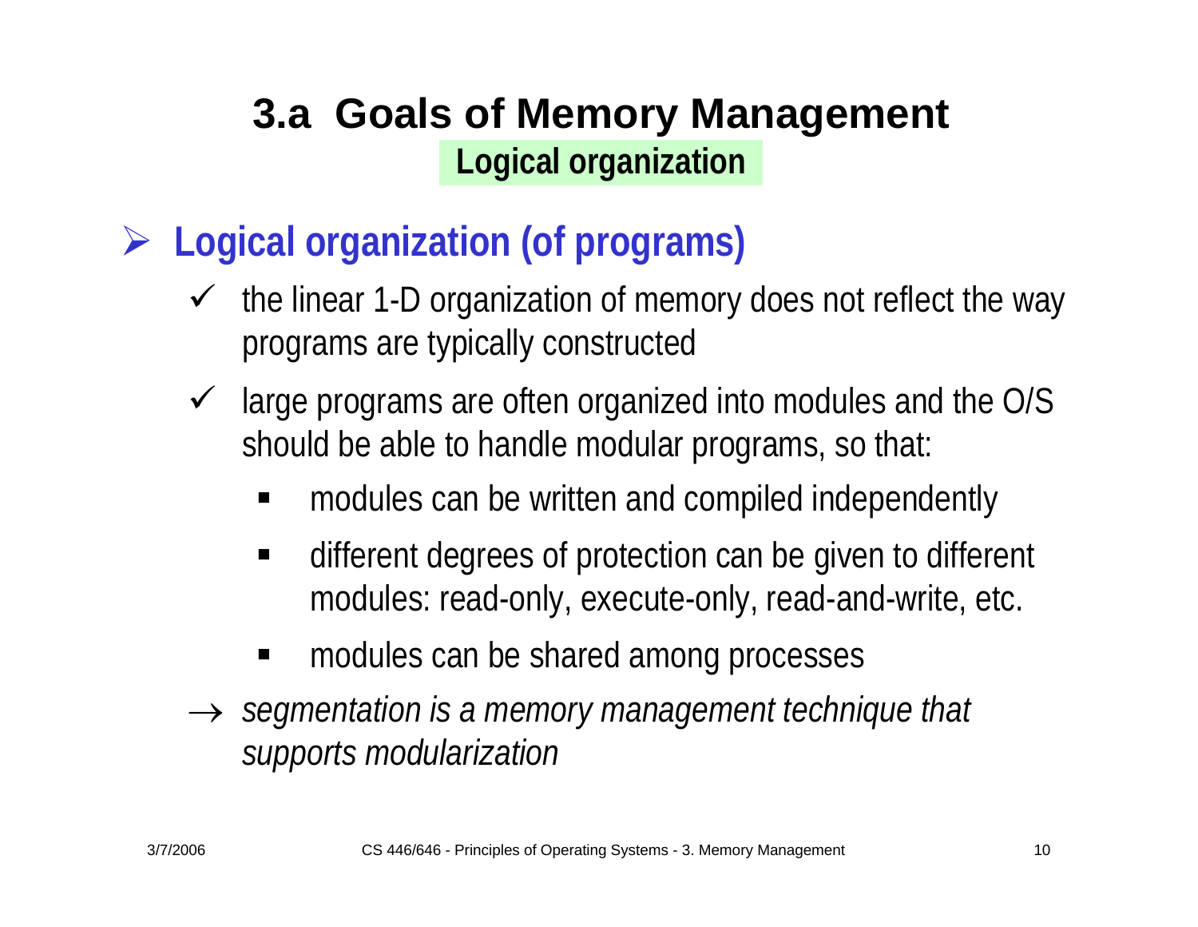# 3.a Goals of Memory Management

## Logical organization

- **Logical organization (of programs)**
  - ✓ the linear 1-D organization of memory does not reflect the way programs are typically constructed
  - ✓ large programs are often organized into modules and the O/S should be able to handle modular programs, so that:
    - modules can be written and compiled independently
    - different degrees of protection can be given to different modules: read-only, execute-only, read-and-write, etc.
    - modules can be shared among processes
  - → *segmentation is a memory management technique that supports modularization*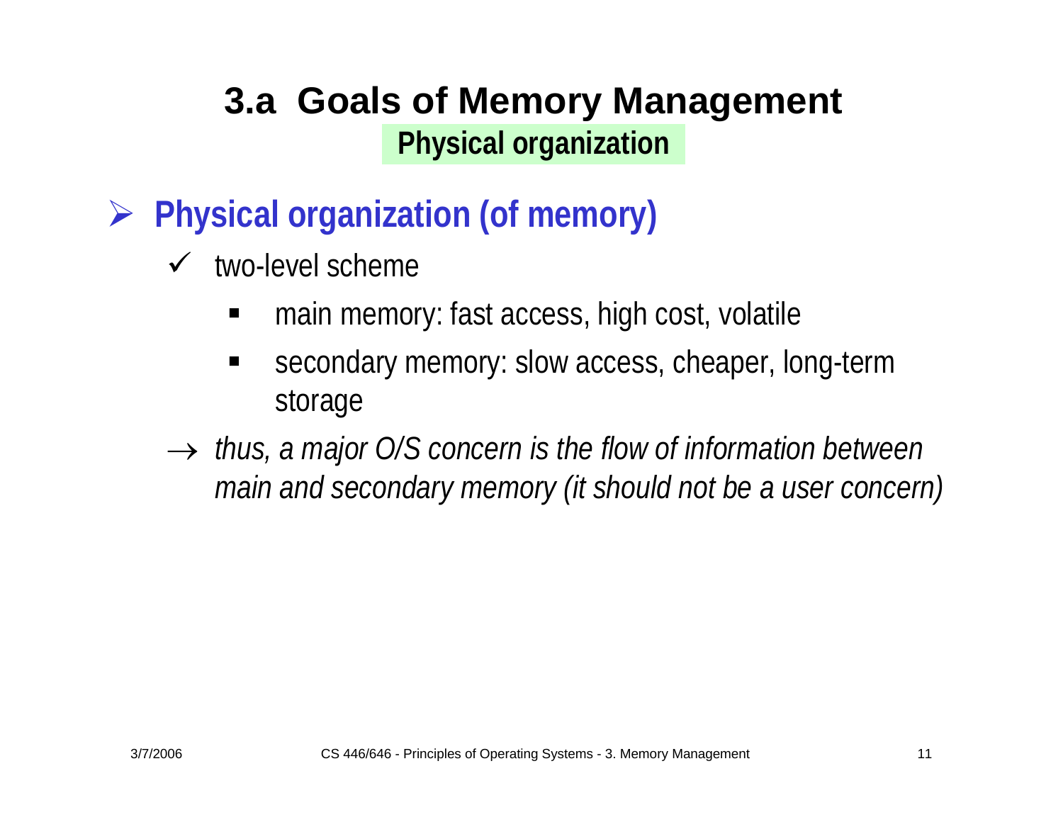# 3.a Goals of Memory Management

## Physical organization

- **Physical organization (of memory)**
  - ✓ two-level scheme
    - main memory: fast access, high cost, volatile
    - secondary memory: slow access, cheaper, long-term storage
  - → *thus, a major O/S concern is the flow of information between main and secondary memory (it should not be a user concern)*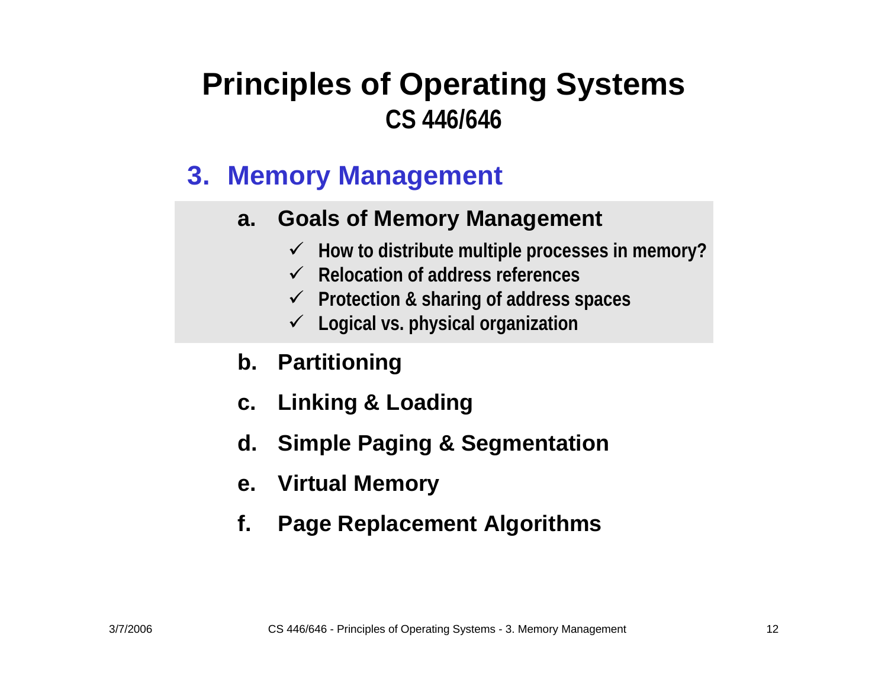# Principles of Operating Systems
## CS 446/646

### 3. Memory Management

a. **Goals of Memory Management**
   - ✓ How to distribute multiple processes in memory?
   - ✓ Relocation of address references
   - ✓ Protection & sharing of address spaces
   - ✓ Logical vs. physical organization

b. **Partitioning**

c. **Linking & Loading**

d. **Simple Paging & Segmentation**

e. **Virtual Memory**

f. **Page Replacement Algorithms**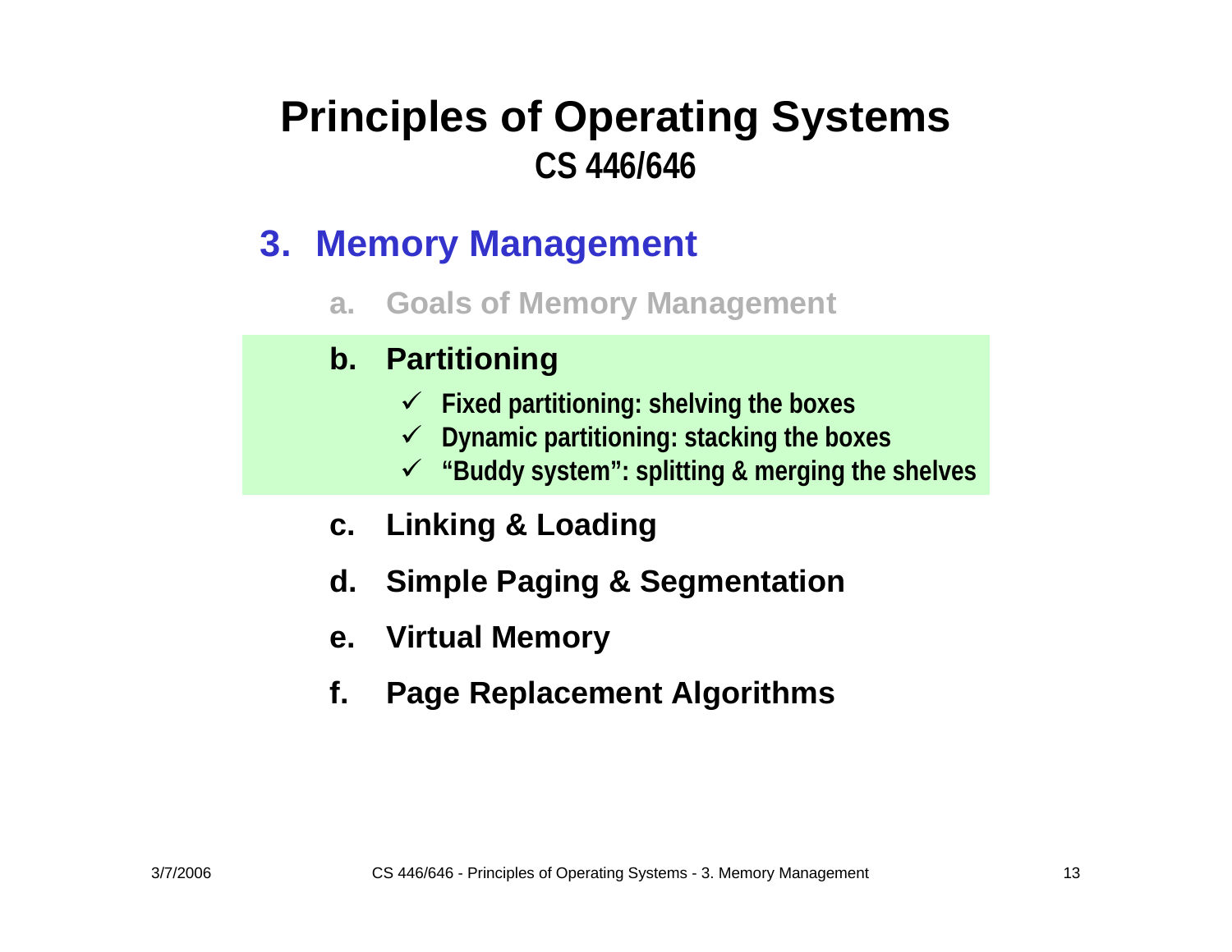# Principles of Operating Systems
## CS 446/646

### 3. Memory Management

a. Goals of Memory Management

b. **Partitioning**
   - ✓ **Fixed partitioning: shelving the boxes**
   - ✓ **Dynamic partitioning: stacking the boxes**
   - ✓ **"Buddy system": splitting & merging the shelves**

c. **Linking & Loading**

d. **Simple Paging & Segmentation**

e. **Virtual Memory**

f. **Page Replacement Algorithms**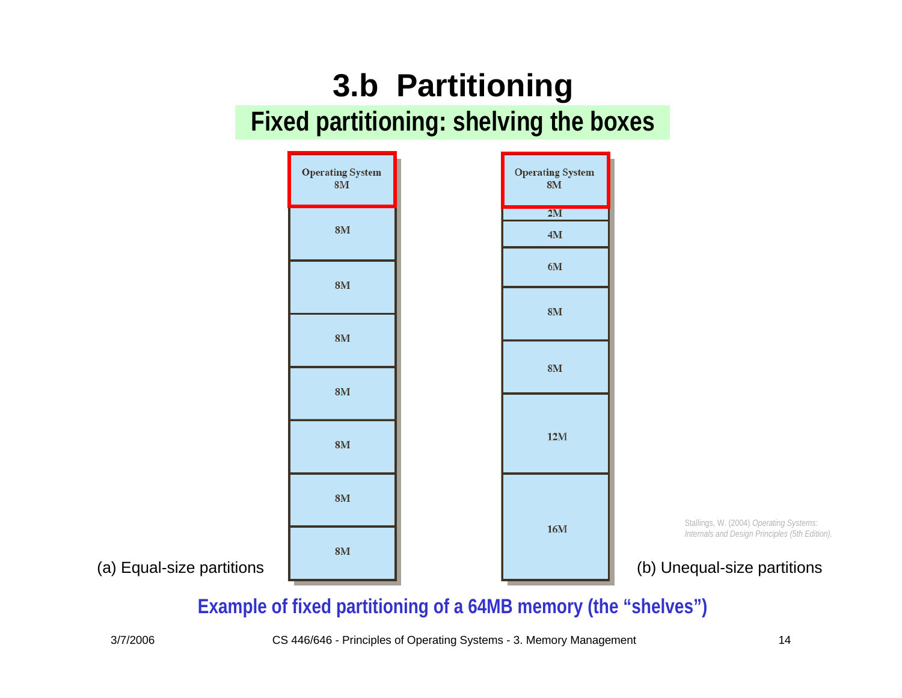# 3.b Partitioning

## Fixed partitioning: shelving the boxes

(a) Equal-size partitions

| Operating System 8M |
| --- |
| 8M |
| 8M |
| 8M |
| 8M |
| 8M |
| 8M |
| 8M |

(b) Unequal-size partitions

| Operating System 8M |
| --- |
| 2M |
| 4M |
| 6M |
| 8M |
| 8M |
| 12M |
| 16M |

Stallings, W. (2004) *Operating Systems: Internals and Design Principles (5th Edition).*

**Example of fixed partitioning of a 64MB memory (the "shelves")**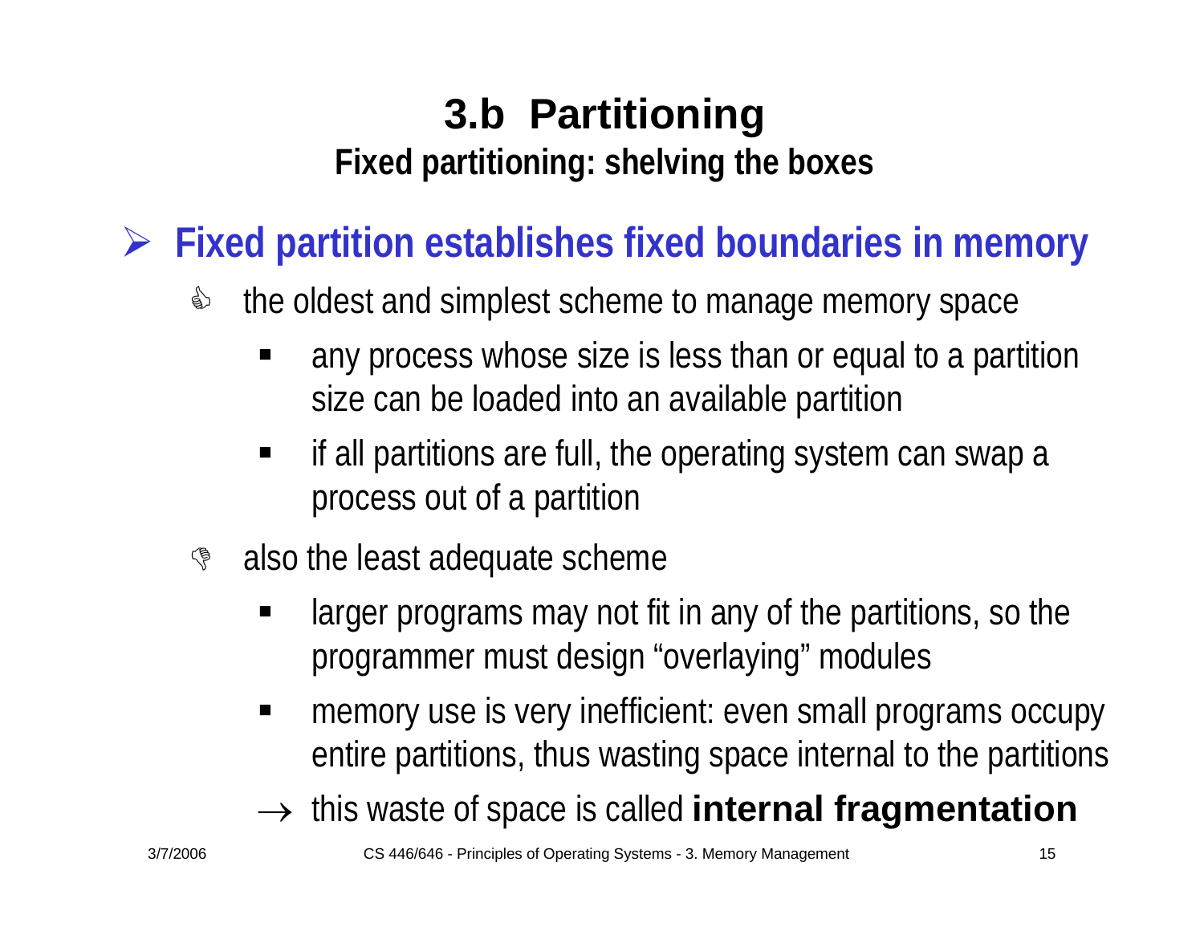# 3.b Partitioning

## Fixed partitioning: shelving the boxes

- **Fixed partition establishes fixed boundaries in memory**
  - the oldest and simplest scheme to manage memory space
    - any process whose size is less than or equal to a partition size can be loaded into an available partition
    - if all partitions are full, the operating system can swap a process out of a partition
  - also the least adequate scheme
    - larger programs may not fit in any of the partitions, so the programmer must design “overlaying” modules
    - memory use is very inefficient: even small programs occupy entire partitions, thus wasting space internal to the partitions
    - → this waste of space is called **internal fragmentation**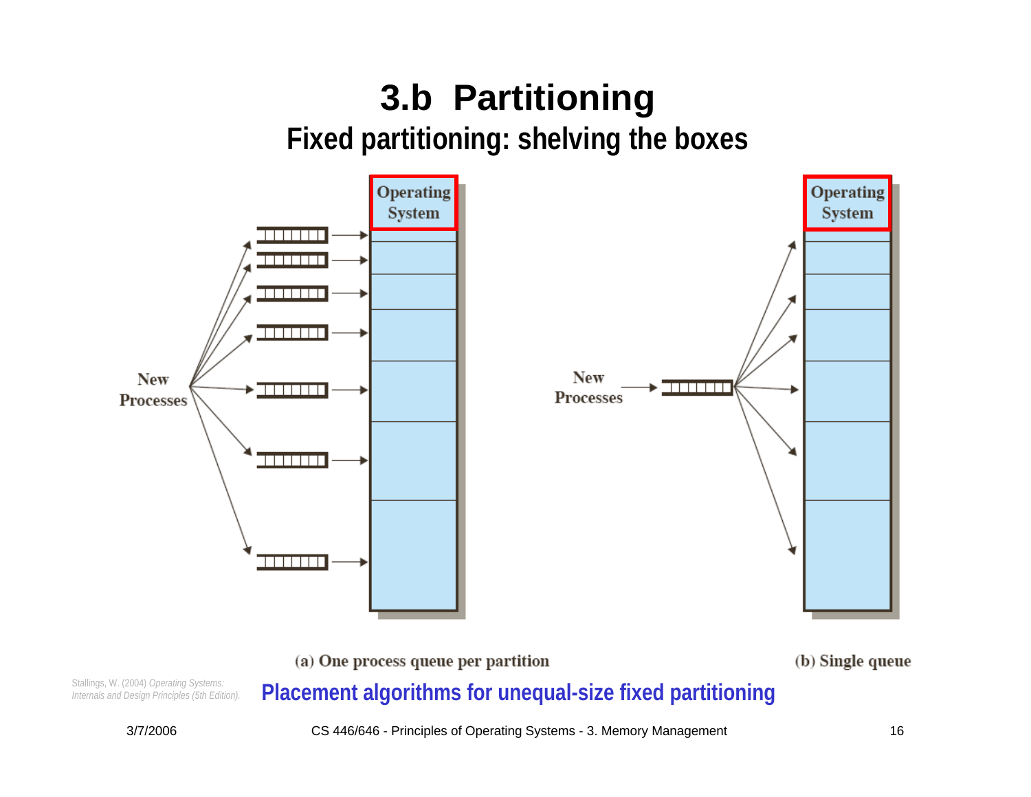# 3.b Partitioning

## Fixed partitioning: shelving the boxes

Operating System

New Processes

(a) One process queue per partition

Operating System

New Processes

(b) Single queue

Stallings, W. (2004) *Operating Systems: Internals and Design Principles (5th Edition).*

**Placement algorithms for unequal-size fixed partitioning**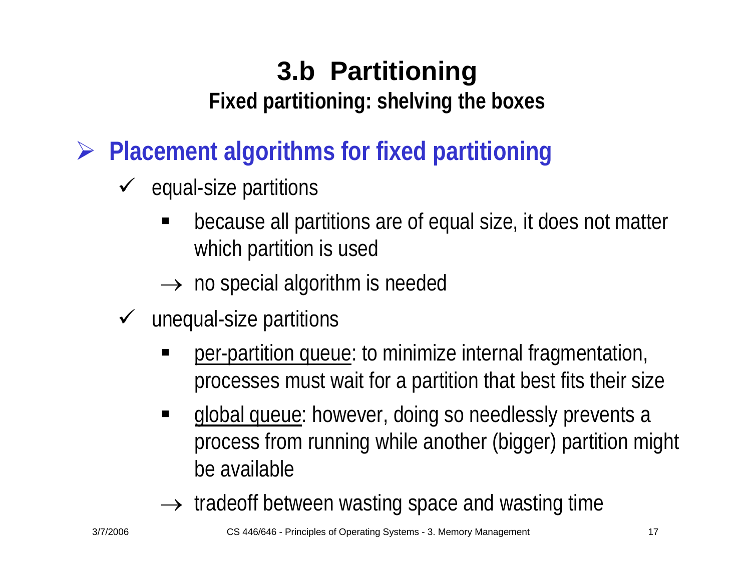# 3.b Partitioning

## Fixed partitioning: shelving the boxes

- **Placement algorithms for fixed partitioning**
  - ✓ equal-size partitions
    - because all partitions are of equal size, it does not matter which partition is used
    - → no special algorithm is needed
  - ✓ unequal-size partitions
    - <u>per-partition queue</u>: to minimize internal fragmentation, processes must wait for a partition that best fits their size
    - <u>global queue</u>: however, doing so needlessly prevents a process from running while another (bigger) partition might be available
    - → tradeoff between wasting space and wasting time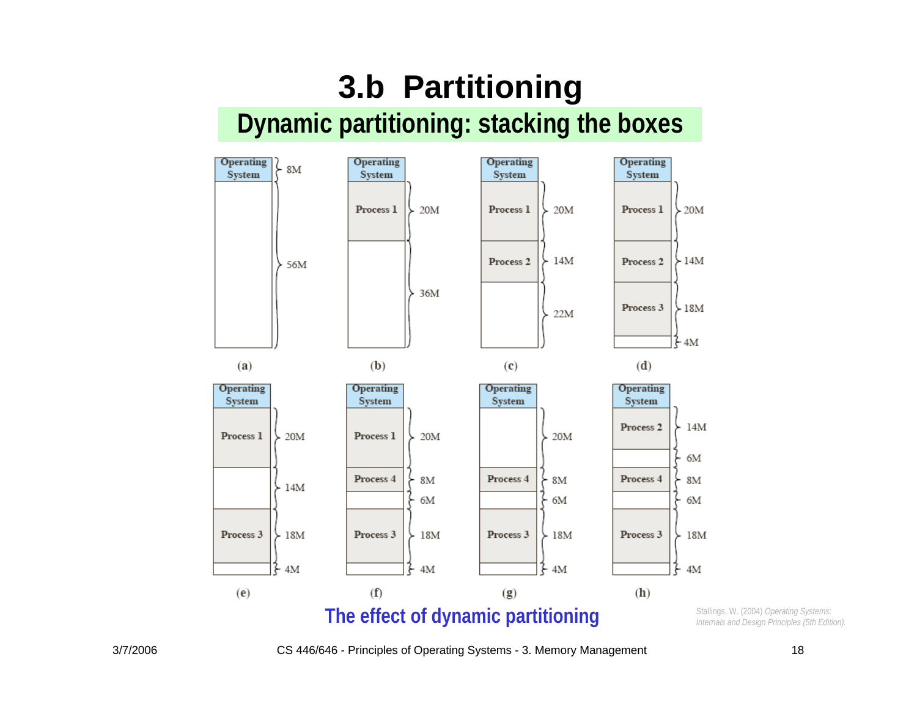# 3.b Partitioning

## Dynamic partitioning: stacking the boxes

The effect of dynamic partitioning

Stallings, W. (2004) *Operating Systems: Internals and Design Principles (5th Edition).*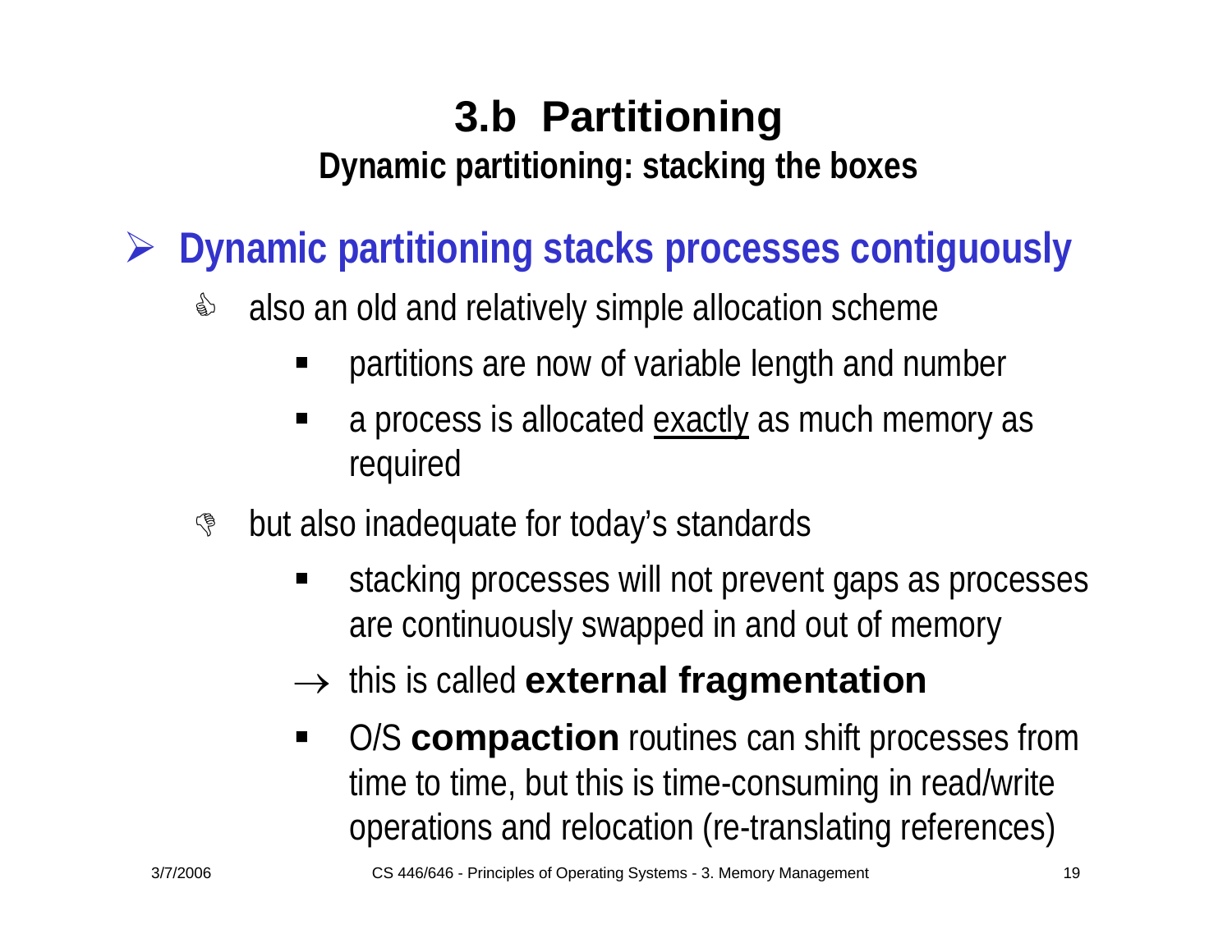# 3.b Partitioning

## Dynamic partitioning: stacking the boxes

- **Dynamic partitioning stacks processes contiguously**
  - also an old and relatively simple allocation scheme
    - partitions are now of variable length and number
    - a process is allocated exactly as much memory as required
  - but also inadequate for today's standards
    - stacking processes will not prevent gaps as processes are continuously swapped in and out of memory
    - → this is called **external fragmentation**
    - O/S **compaction** routines can shift processes from time to time, but this is time-consuming in read/write operations and relocation (re-translating references)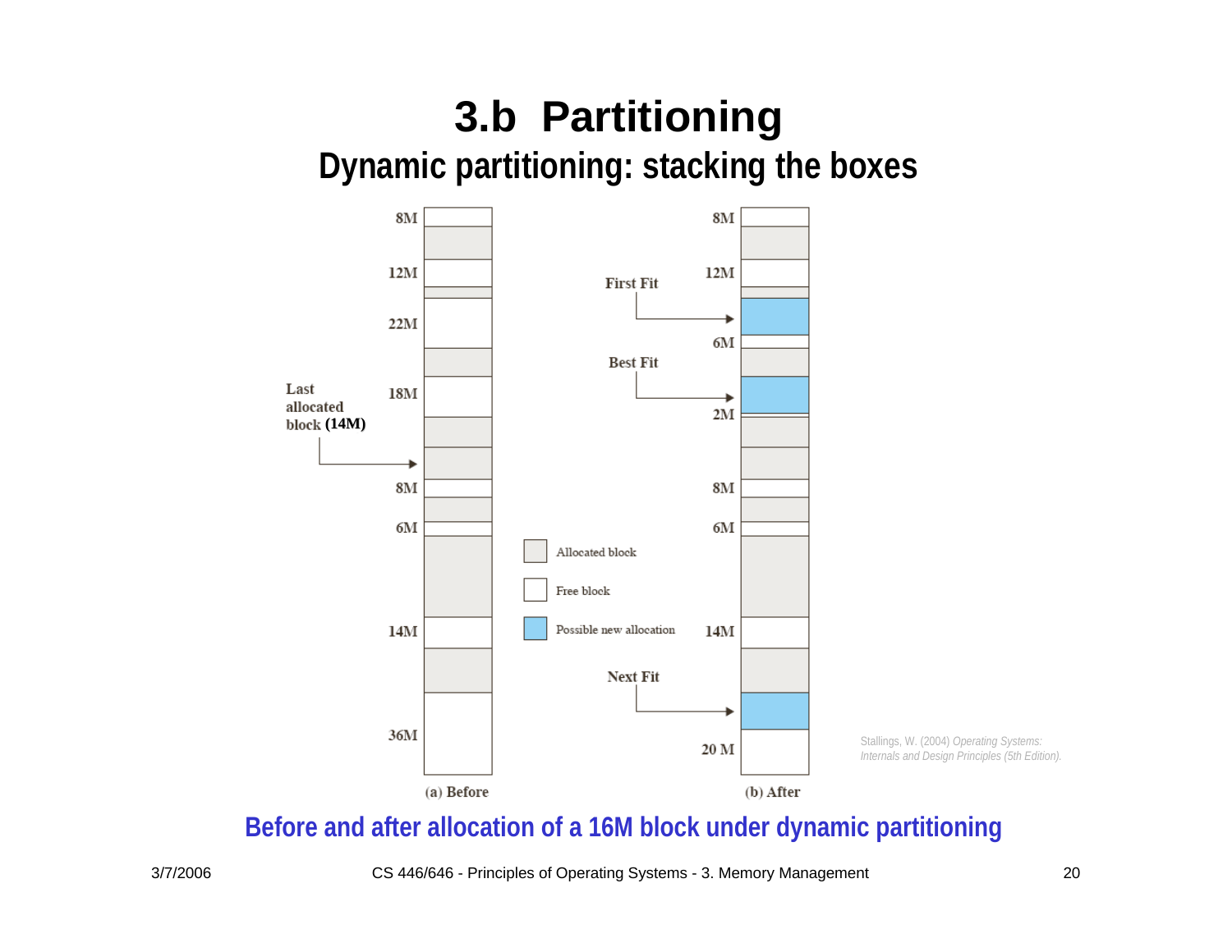# 3.b Partitioning

## Dynamic partitioning: stacking the boxes

Stallings, W. (2004) *Operating Systems: Internals and Design Principles (5th Edition).*

**Before and after allocation of a 16M block under dynamic partitioning**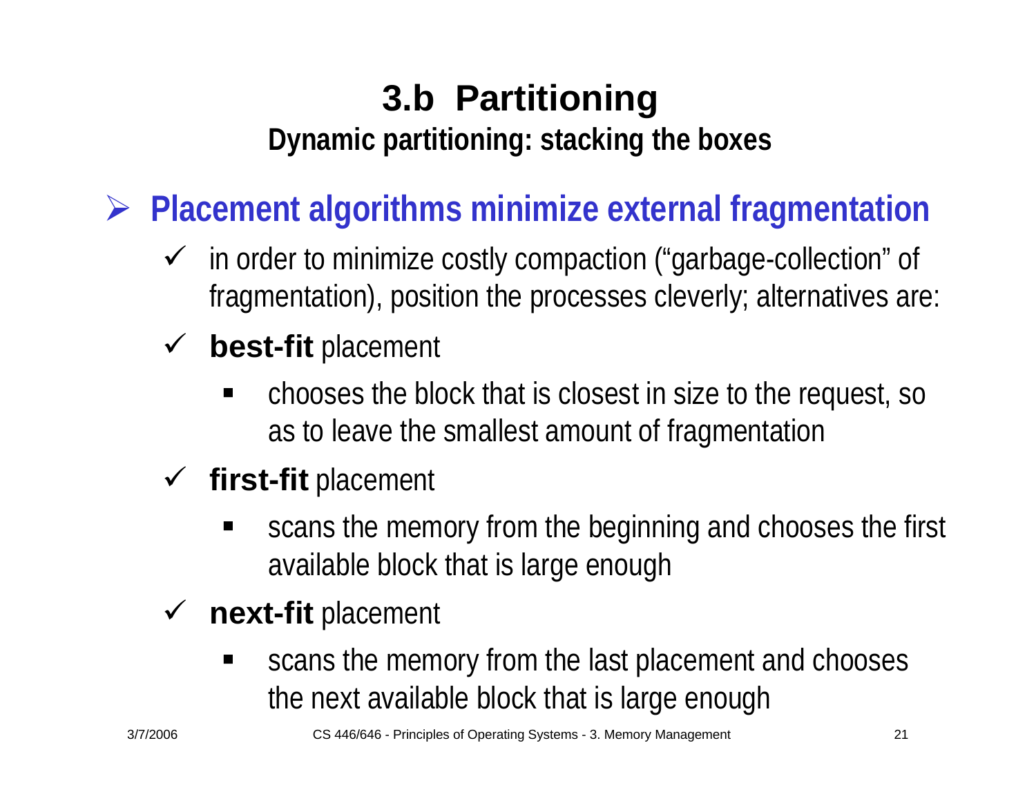# 3.b Partitioning

## Dynamic partitioning: stacking the boxes

- **Placement algorithms minimize external fragmentation**
  - in order to minimize costly compaction ("garbage-collection" of fragmentation), position the processes cleverly; alternatives are:
  - **best-fit** placement
    - chooses the block that is closest in size to the request, so as to leave the smallest amount of fragmentation
  - **first-fit** placement
    - scans the memory from the beginning and chooses the first available block that is large enough
  - **next-fit** placement
    - scans the memory from the last placement and chooses the next available block that is large enough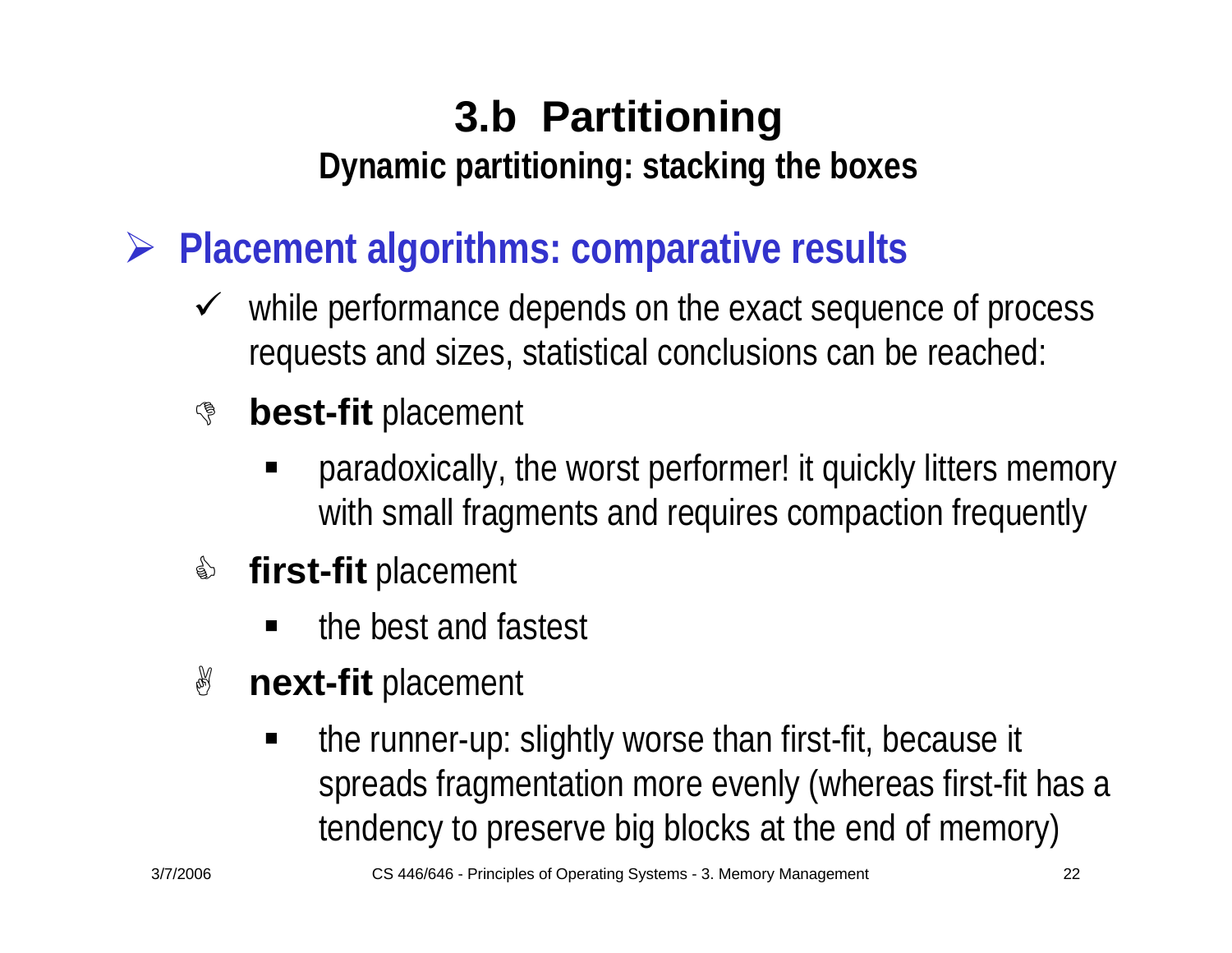# 3.b Partitioning

## Dynamic partitioning: stacking the boxes

- **Placement algorithms: comparative results**
  - ✓ while performance depends on the exact sequence of process requests and sizes, statistical conclusions can be reached:
  - **best-fit** placement
    - paradoxically, the worst performer! it quickly litters memory with small fragments and requires compaction frequently
  - **first-fit** placement
    - the best and fastest
  - **next-fit** placement
    - the runner-up: slightly worse than first-fit, because it spreads fragmentation more evenly (whereas first-fit has a tendency to preserve big blocks at the end of memory)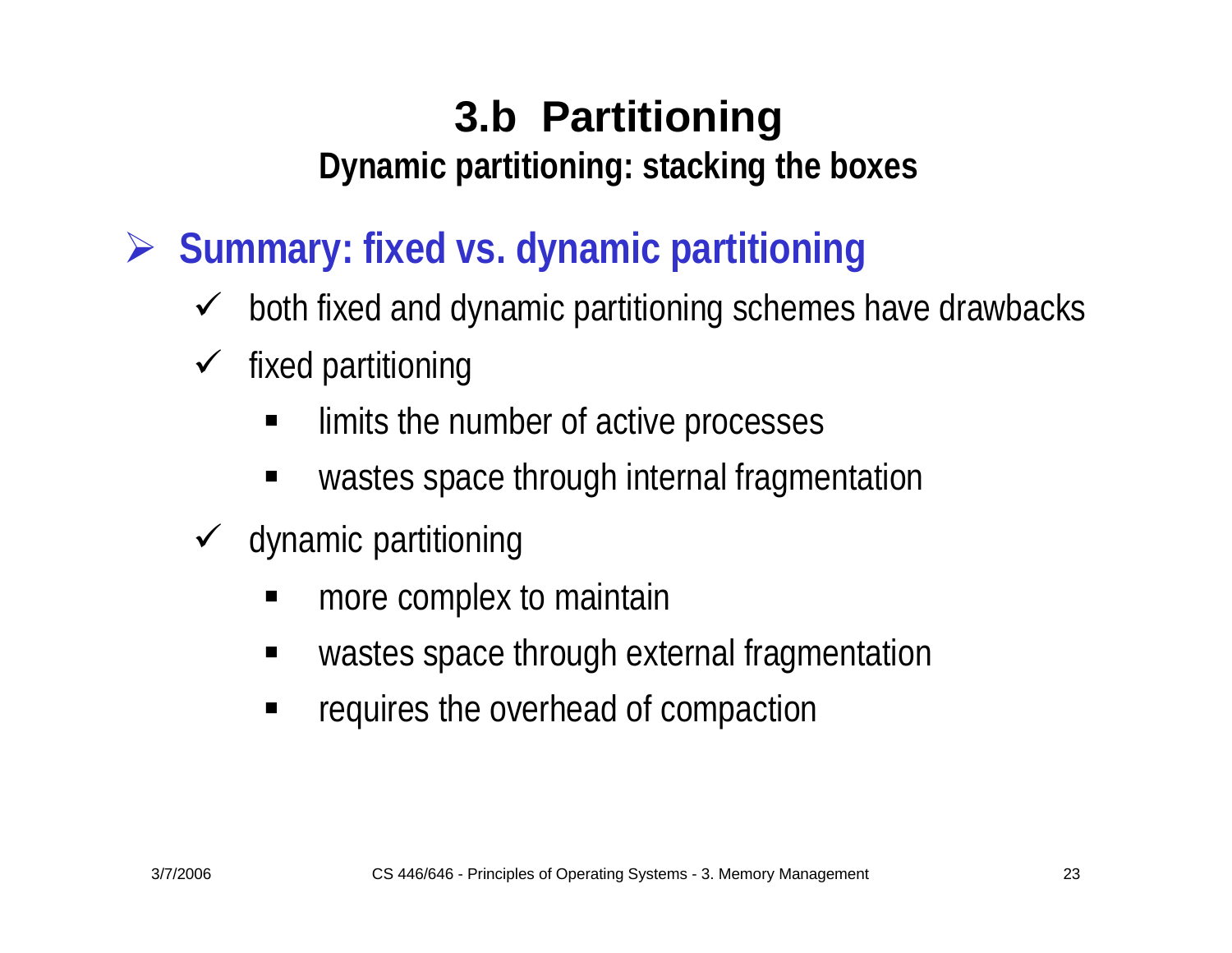# 3.b Partitioning

## Dynamic partitioning: stacking the boxes

- **Summary: fixed vs. dynamic partitioning**
  - both fixed and dynamic partitioning schemes have drawbacks
  - fixed partitioning
    - limits the number of active processes
    - wastes space through internal fragmentation
  - dynamic partitioning
    - more complex to maintain
    - wastes space through external fragmentation
    - requires the overhead of compaction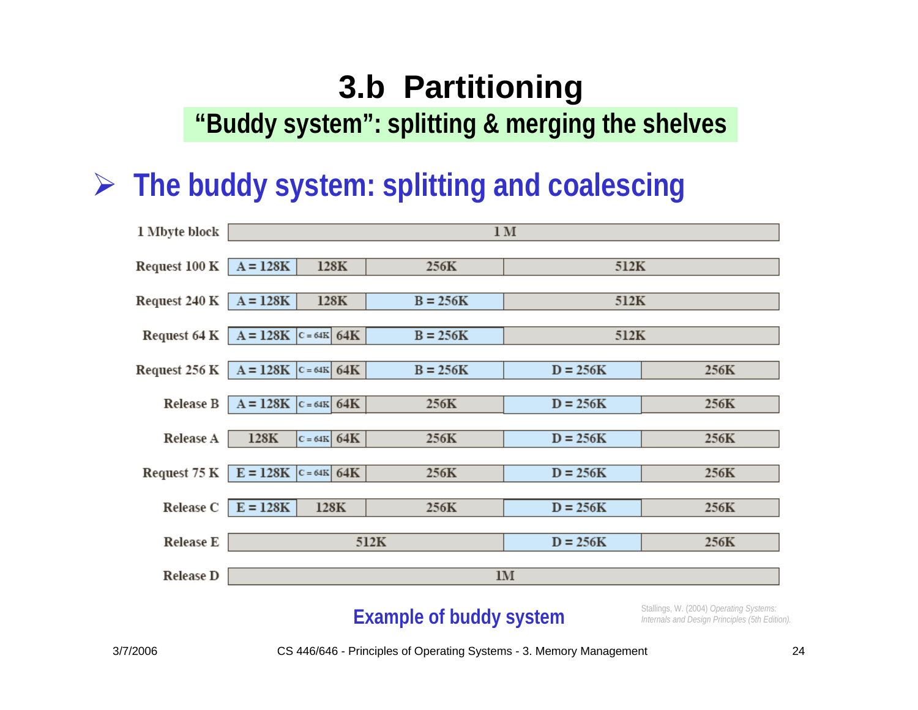# 3.b Partitioning

**"Buddy system": splitting & merging the shelves**

## ➢ The buddy system: splitting and coalescing

| 1 Mbyte block | 1 M | | | | | | |
|---|---|---|---|---|---|---|---|
| Request 100 K | A = 128K | 128K | | 256K | 512K | | |
| Request 240 K | A = 128K | 128K | | B = 256K | 512K | | |
| Request 64 K | A = 128K | C = 64K | 64K | B = 256K | 512K | | |
| Request 256 K | A = 128K | C = 64K | 64K | B = 256K | D = 256K | 256K | |
| Release B | A = 128K | C = 64K | 64K | 256K | D = 256K | 256K | |
| Release A | 128K | C = 64K | 64K | 256K | D = 256K | 256K | |
| Request 75 K | E = 128K | C = 64K | 64K | 256K | D = 256K | 256K | |
| Release C | E = 128K | 128K | | 256K | D = 256K | 256K | |
| Release E | 512K | | | | D = 256K | 256K | |
| Release D | 1M | | | | | | |

**Example of buddy system**

Stallings, W. (2004) *Operating Systems: Internals and Design Principles (5th Edition).*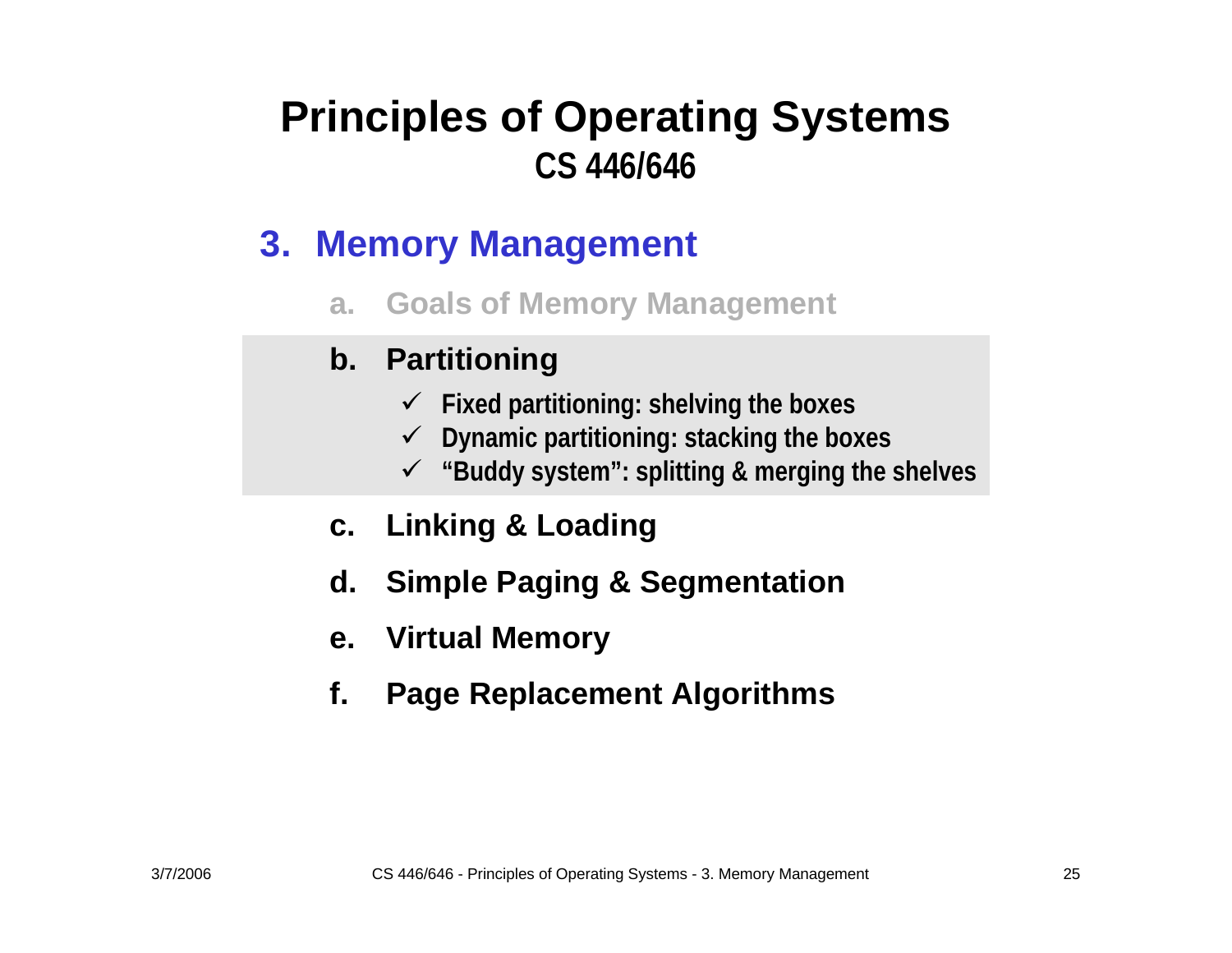# Principles of Operating Systems
## CS 446/646

### 3. Memory Management

a. Goals of Memory Management

b. **Partitioning**

- ✓ Fixed partitioning: shelving the boxes
- ✓ Dynamic partitioning: stacking the boxes
- ✓ "Buddy system": splitting & merging the shelves

c. Linking & Loading

d. Simple Paging & Segmentation

e. Virtual Memory

f. Page Replacement Algorithms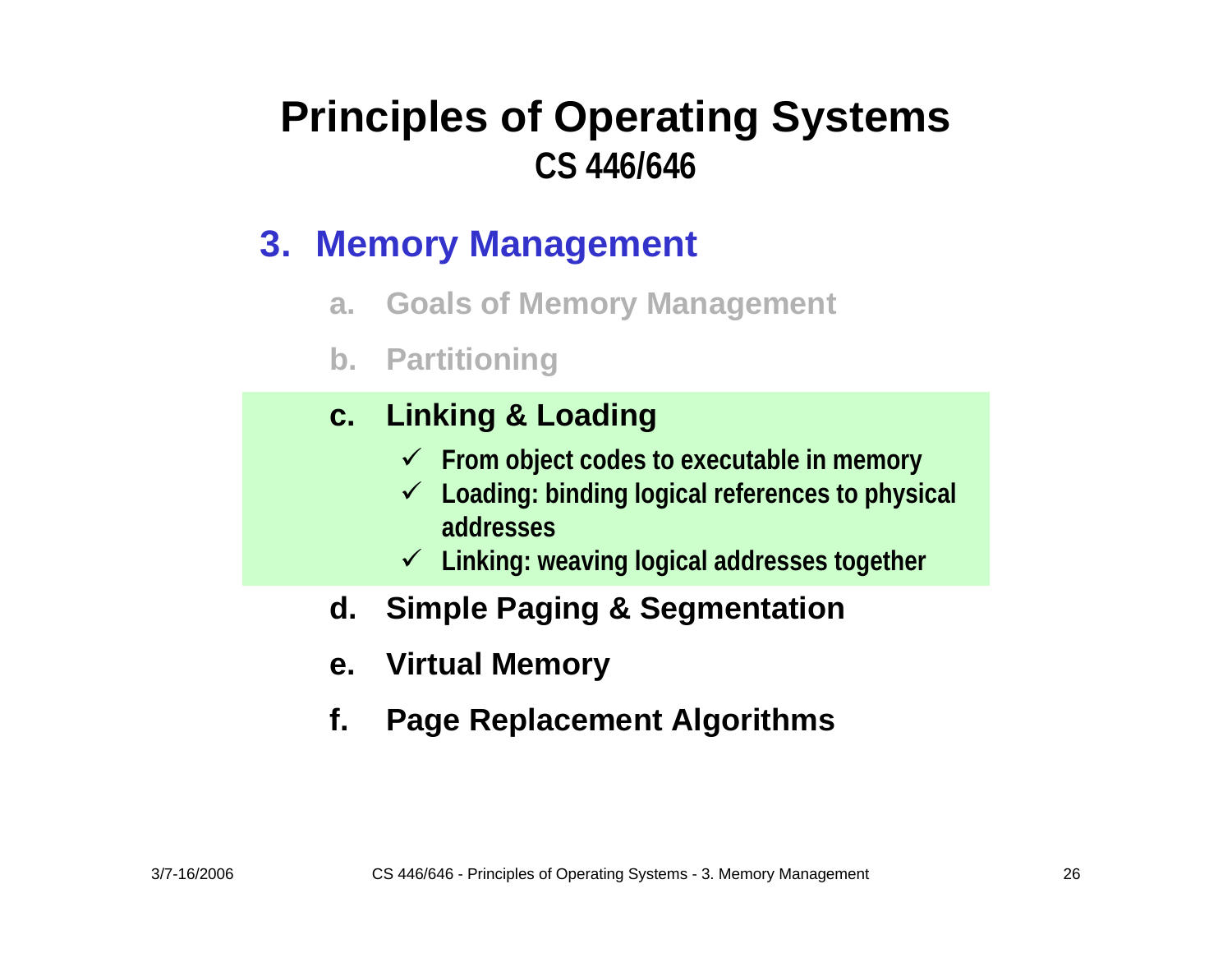# Principles of Operating Systems
## CS 446/646

### 3. Memory Management

a. Goals of Memory Management

b. Partitioning

c. **Linking & Loading**
   - ✓ From object codes to executable in memory
   - ✓ Loading: binding logical references to physical addresses
   - ✓ Linking: weaving logical addresses together

d. Simple Paging & Segmentation

e. Virtual Memory

f. Page Replacement Algorithms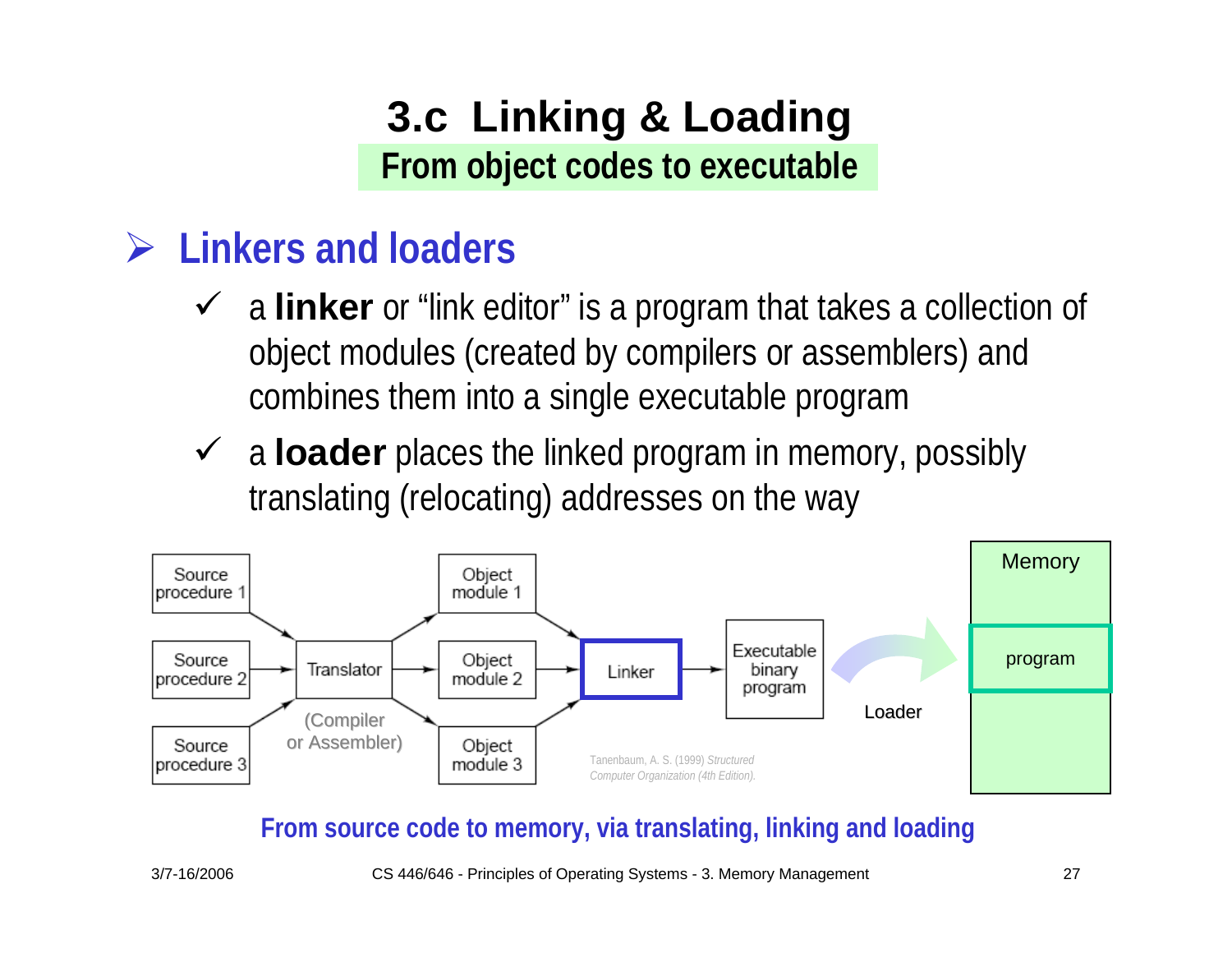# 3.c Linking & Loading

## From object codes to executable

### Linkers and loaders

- a **linker** or “link editor” is a program that takes a collection of object modules (created by compilers or assemblers) and combines them into a single executable program
- a **loader** places the linked program in memory, possibly translating (relocating) addresses on the way

Source procedure 1, Source procedure 2, Source procedure 3 → Translator (Compiler or Assembler) → Object module 1, Object module 2, Object module 3 → Linker → Executable binary program → Loader → Memory (program)

Tanenbaum, A. S. (1999) *Structured Computer Organization (4th Edition).*

**From source code to memory, via translating, linking and loading**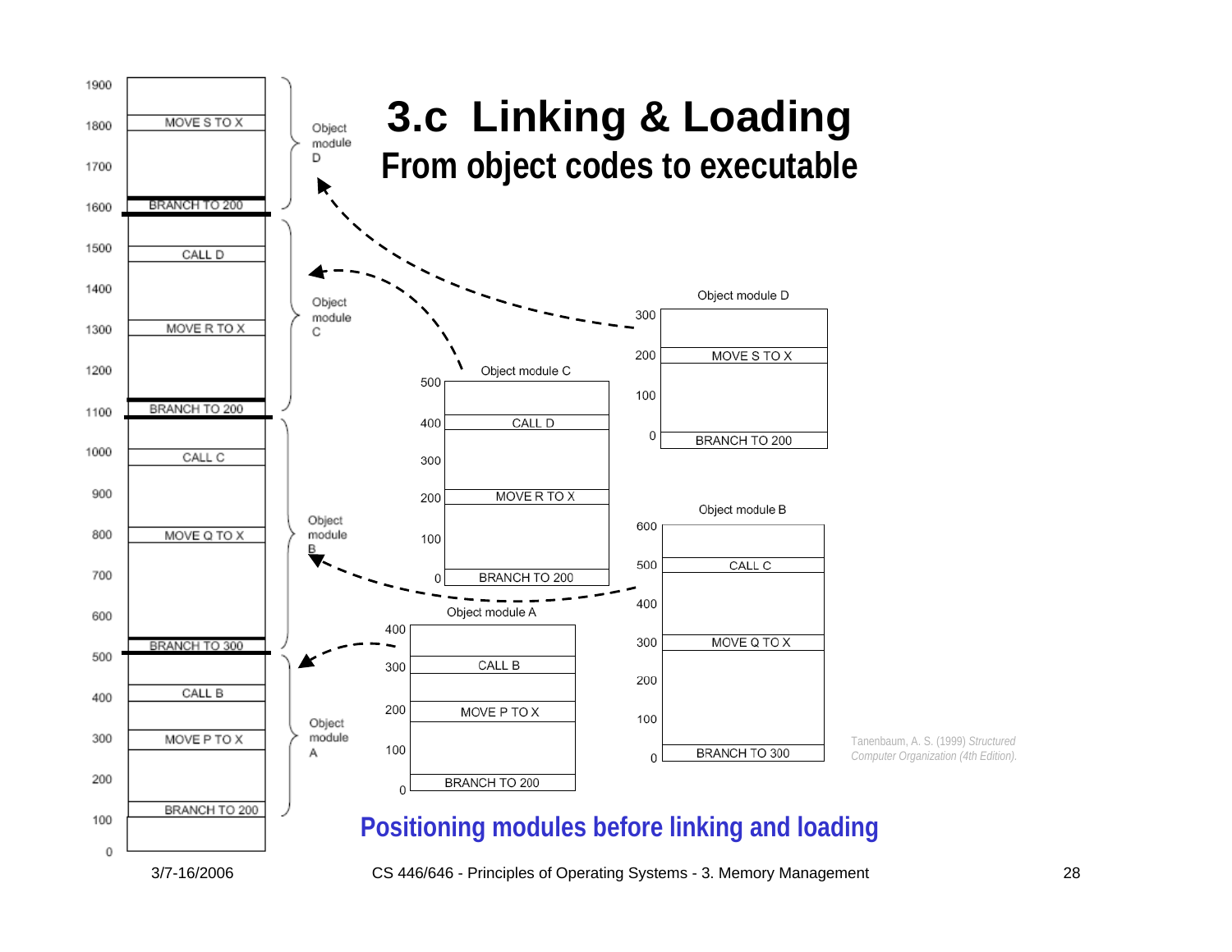# 3.c Linking & Loading

## From object codes to executable

| Address | Content | Module |
|---|---|---|
| 1900 | | Object module D |
| 1800 | MOVE S TO X | Object module D |
| 1700 | | Object module D |
| 1600 | BRANCH TO 200 | Object module D |
| 1500 | CALL D | Object module C |
| 1400 | | Object module C |
| 1300 | MOVE R TO X | Object module C |
| 1200 | | Object module C |
| 1100 | BRANCH TO 200 | Object module C |
| 1000 | CALL C | Object module B |
| 900 | | Object module B |
| 800 | MOVE Q TO X | Object module B |
| 700 | | Object module B |
| 600 | | Object module B |
| 500 | BRANCH TO 300 | Object module B |
| 400 | CALL B | Object module A |
| 300 | MOVE P TO X | Object module A |
| 200 | | Object module A |
| 100 | BRANCH TO 200 | Object module A |
| 0 | | |

**Object module A**

| Address | Content |
|---|---|
| 400 | |
| 300 | CALL B |
| 200 | MOVE P TO X |
| 100 | |
| 0 | BRANCH TO 200 |

**Object module B**

| Address | Content |
|---|---|
| 600 | |
| 500 | CALL C |
| 400 | |
| 300 | MOVE Q TO X |
| 200 | |
| 100 | |
| 0 | BRANCH TO 300 |

**Object module C**

| Address | Content |
|---|---|
| 500 | |
| 400 | CALL D |
| 300 | |
| 200 | MOVE R TO X |
| 100 | |
| 0 | BRANCH TO 200 |

**Object module D**

| Address | Content |
|---|---|
| 300 | |
| 200 | MOVE S TO X |
| 100 | |
| 0 | BRANCH TO 200 |

Tanenbaum, A. S. (1999) *Structured Computer Organization (4th Edition).*

**Positioning modules before linking and loading**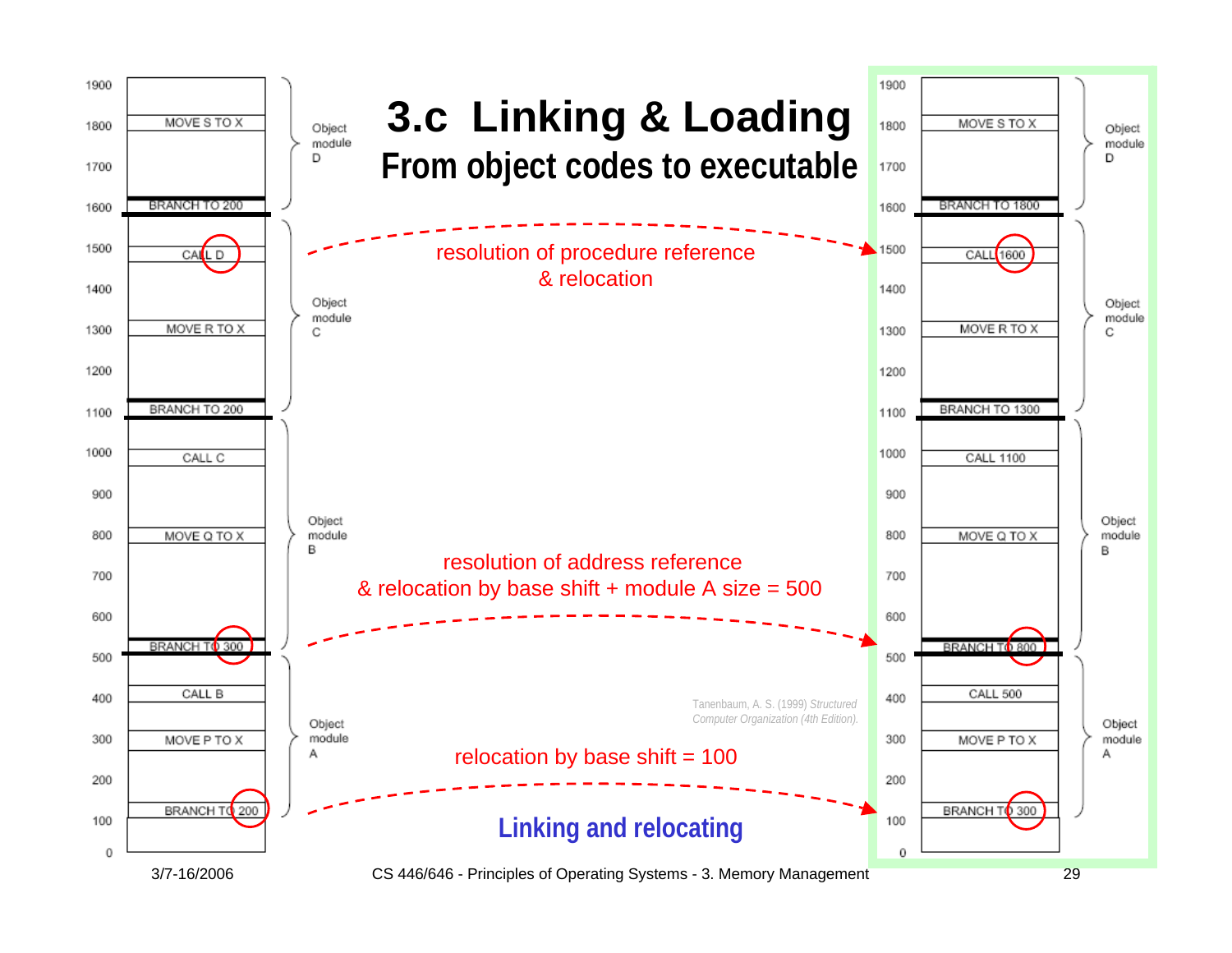# 3.c Linking & Loading

## From object codes to executable

| Address | Before linking | Module |
|---|---|---|
| 1900 | | Object module D |
| 1800 | MOVE S TO X | Object module D |
| 1700 | | Object module D |
| 1600 | BRANCH TO 200 | Object module D |
| 1500 | CALL D | Object module C |
| 1400 | | Object module C |
| 1300 | MOVE R TO X | Object module C |
| 1200 | | Object module C |
| 1100 | BRANCH TO 200 | Object module C |
| 1000 | CALL C | Object module B |
| 900 | | Object module B |
| 800 | MOVE Q TO X | Object module B |
| 700 | | Object module B |
| 600 | | Object module B |
| 500 | BRANCH TO 300 | Object module B |
| 400 | CALL B | Object module A |
| 300 | MOVE P TO X | Object module A |
| 200 | | Object module A |
| 100 | BRANCH TO 200 | Object module A |
| 0 | | |

| Address | After linking and relocating | Module |
|---|---|---|
| 1900 | | Object module D |
| 1800 | MOVE S TO X | Object module D |
| 1700 | | Object module D |
| 1600 | BRANCH TO 1800 | Object module D |
| 1500 | CALL 1600 | Object module C |
| 1400 | | Object module C |
| 1300 | MOVE R TO X | Object module C |
| 1200 | | Object module C |
| 1100 | BRANCH TO 1300 | Object module C |
| 1000 | CALL 1100 | Object module B |
| 900 | | Object module B |
| 800 | MOVE Q TO X | Object module B |
| 700 | | Object module B |
| 600 | | Object module B |
| 500 | BRANCH TO 800 | Object module B |
| 400 | CALL 500 | Object module A |
| 300 | MOVE P TO X | Object module A |
| 200 | | Object module A |
| 100 | BRANCH TO 300 | Object module A |
| 0 | | |

resolution of procedure reference & relocation

resolution of address reference & relocation by base shift + module A size = 500

relocation by base shift = 100

Tanenbaum, A. S. (1999) *Structured Computer Organization (4th Edition).*

**Linking and relocating**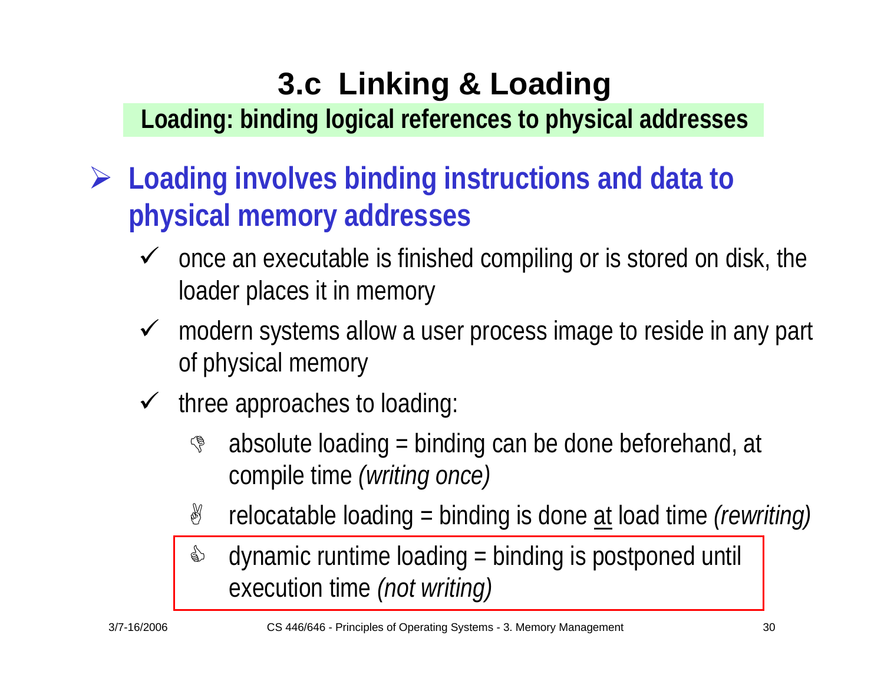# 3.c Linking & Loading

**Loading: binding logical references to physical addresses**

- **Loading involves binding instructions and data to physical memory addresses**
  - ✓ once an executable is finished compiling or is stored on disk, the loader places it in memory
  - ✓ modern systems allow a user process image to reside in any part of physical memory
  - ✓ three approaches to loading:
    - absolute loading = binding can be done beforehand, at compile time *(writing once)*
    - relocatable loading = binding is done <u>at</u> load time *(rewriting)*
    - dynamic runtime loading = binding is postponed until execution time *(not writing)*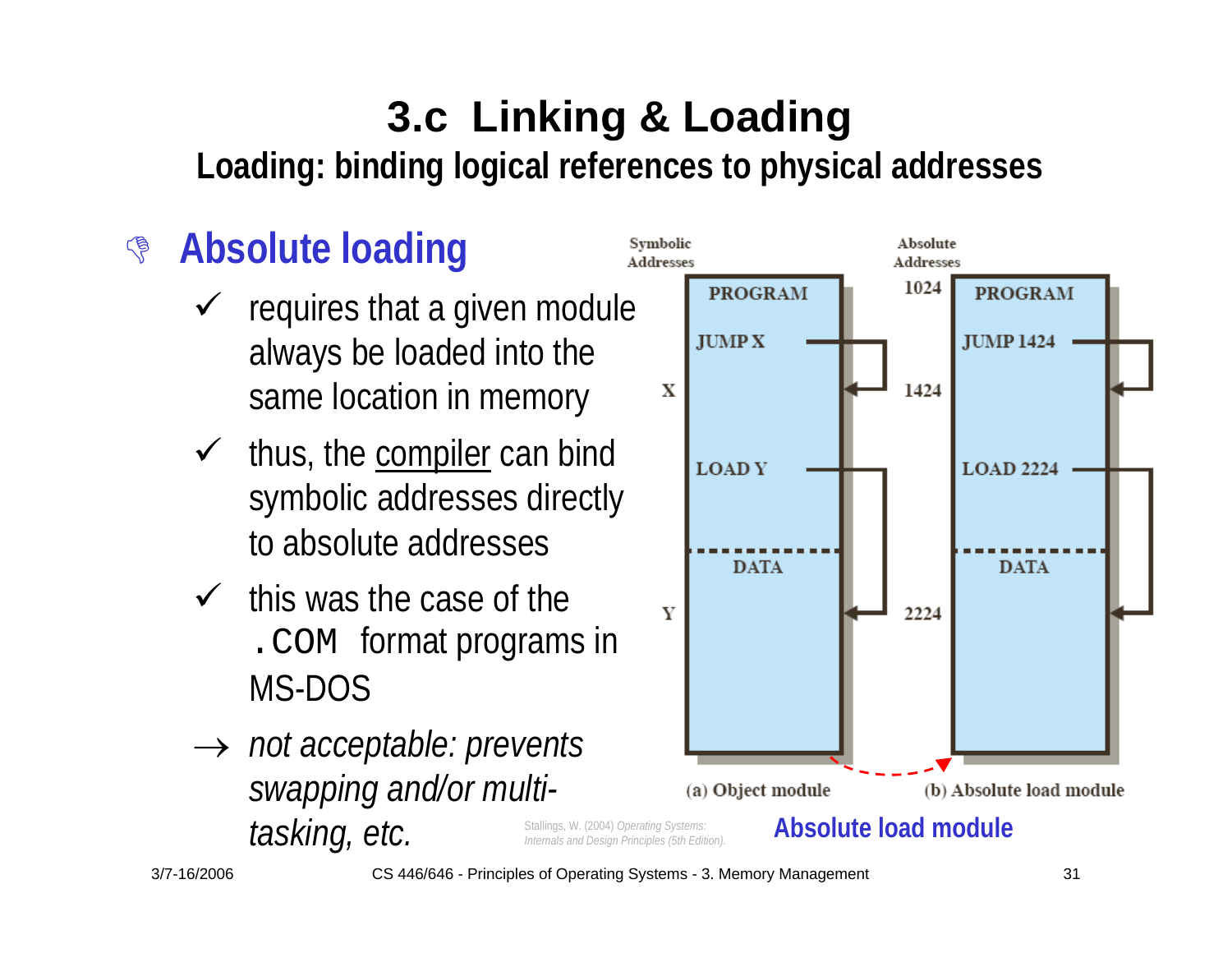# 3.c Linking & Loading

## Loading: binding logical references to physical addresses

### Absolute loading

- ✓ requires that a given module always be loaded into the same location in memory
- ✓ thus, the compiler can bind symbolic addresses directly to absolute addresses
- ✓ this was the case of the `.COM` format programs in MS-DOS
- → *not acceptable: prevents swapping and/or multi-tasking, etc.*

| Symbolic Addresses | (a) Object module | Absolute Addresses | (b) Absolute load module |
|---|---|---|---|
| | PROGRAM | 1024 | PROGRAM |
| | JUMP X | | JUMP 1424 |
| X | | 1424 | |
| | LOAD Y | | LOAD 2224 |
| | DATA | | DATA |
| Y | | 2224 | |

Stallings, W. (2004) *Operating Systems: Internals and Design Principles (5th Edition).*

**Absolute load module**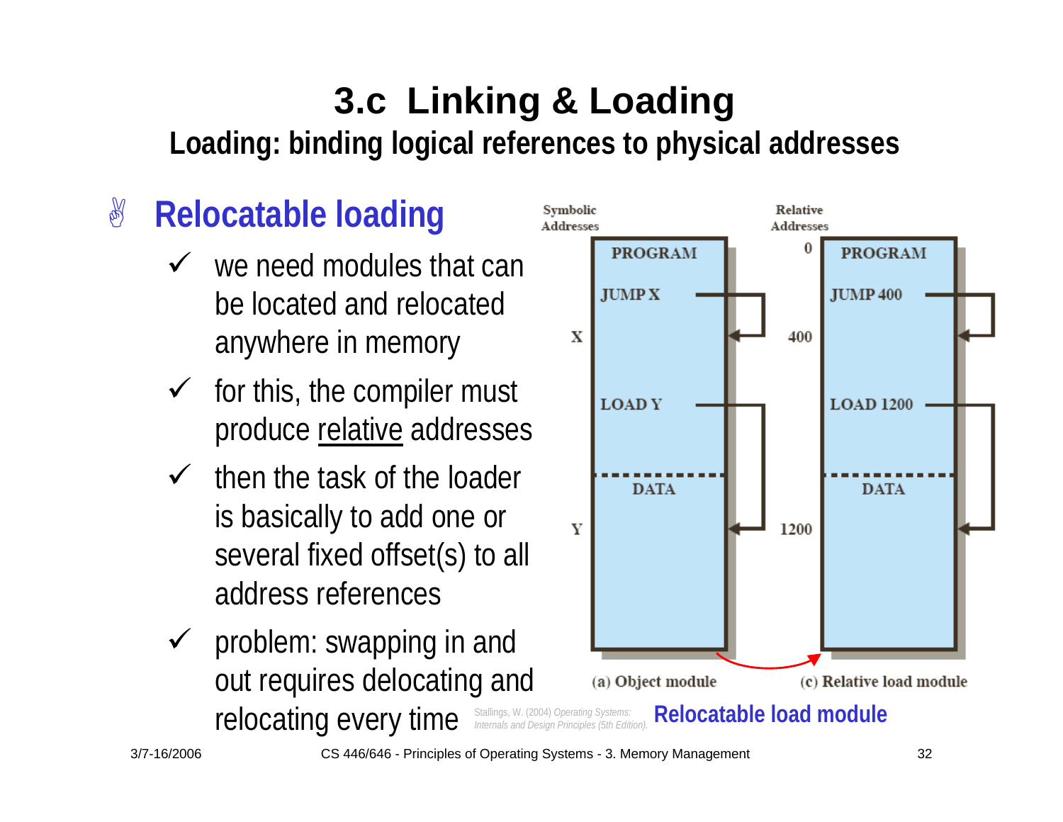# 3.c Linking & Loading

## Loading: binding logical references to physical addresses

### Relocatable loading

- ✓ we need modules that can be located and relocated anywhere in memory
- ✓ for this, the compiler must produce relative addresses
- ✓ then the task of the loader is basically to add one or several fixed offset(s) to all address references
- ✓ problem: swapping in and out requires delocating and relocating every time

Symbolic Addresses | Relative Addresses

(a) Object module: PROGRAM, JUMP X, X, LOAD Y, DATA, Y

(c) Relative load module: 0, PROGRAM, JUMP 400, 400, LOAD 1200, DATA, 1200

Stallings, W. (2004) *Operating Systems: Internals and Design Principles (5th Edition).*

**Relocatable load module**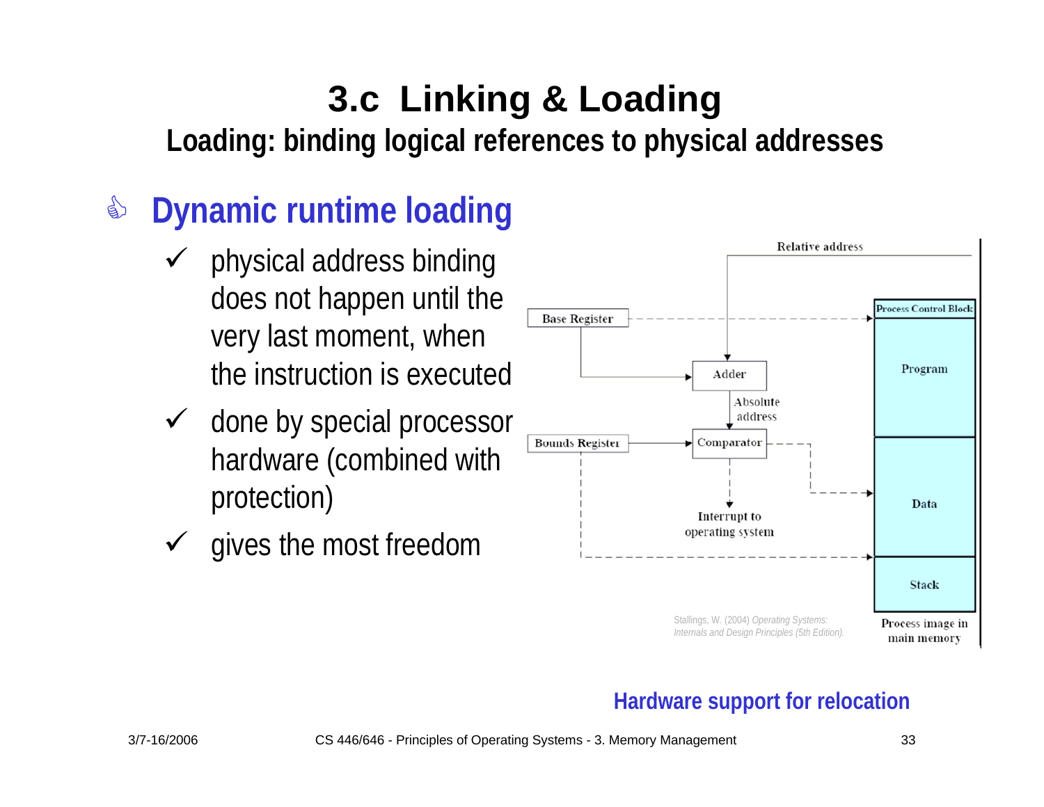# 3.c Linking & Loading

## Loading: binding logical references to physical addresses

### Dynamic runtime loading

- ✓ physical address binding does not happen until the very last moment, when the instruction is executed
- ✓ done by special processor hardware (combined with protection)
- ✓ gives the most freedom

Relative address

Base Register

Adder

Absolute address

Bounds Register

Comparator

Interrupt to operating system

Process Control Block

Program

Data

Stack

Process image in main memory

Stallings, W. (2004) *Operating Systems: Internals and Design Principles (5th Edition).*

**Hardware support for relocation**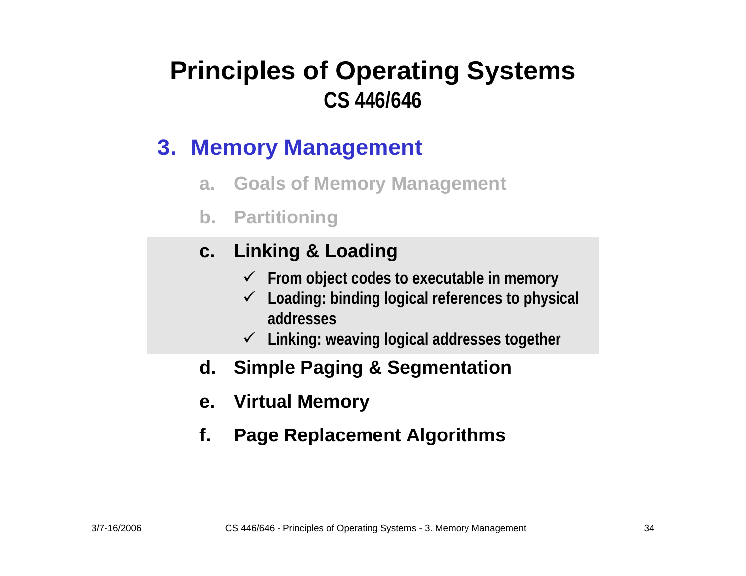# Principles of Operating Systems
## CS 446/646

## 3. Memory Management

a. Goals of Memory Management

b. Partitioning

c. **Linking & Loading**
   - ✓ From object codes to executable in memory
   - ✓ Loading: binding logical references to physical addresses
   - ✓ Linking: weaving logical addresses together

d. Simple Paging & Segmentation

e. Virtual Memory

f. Page Replacement Algorithms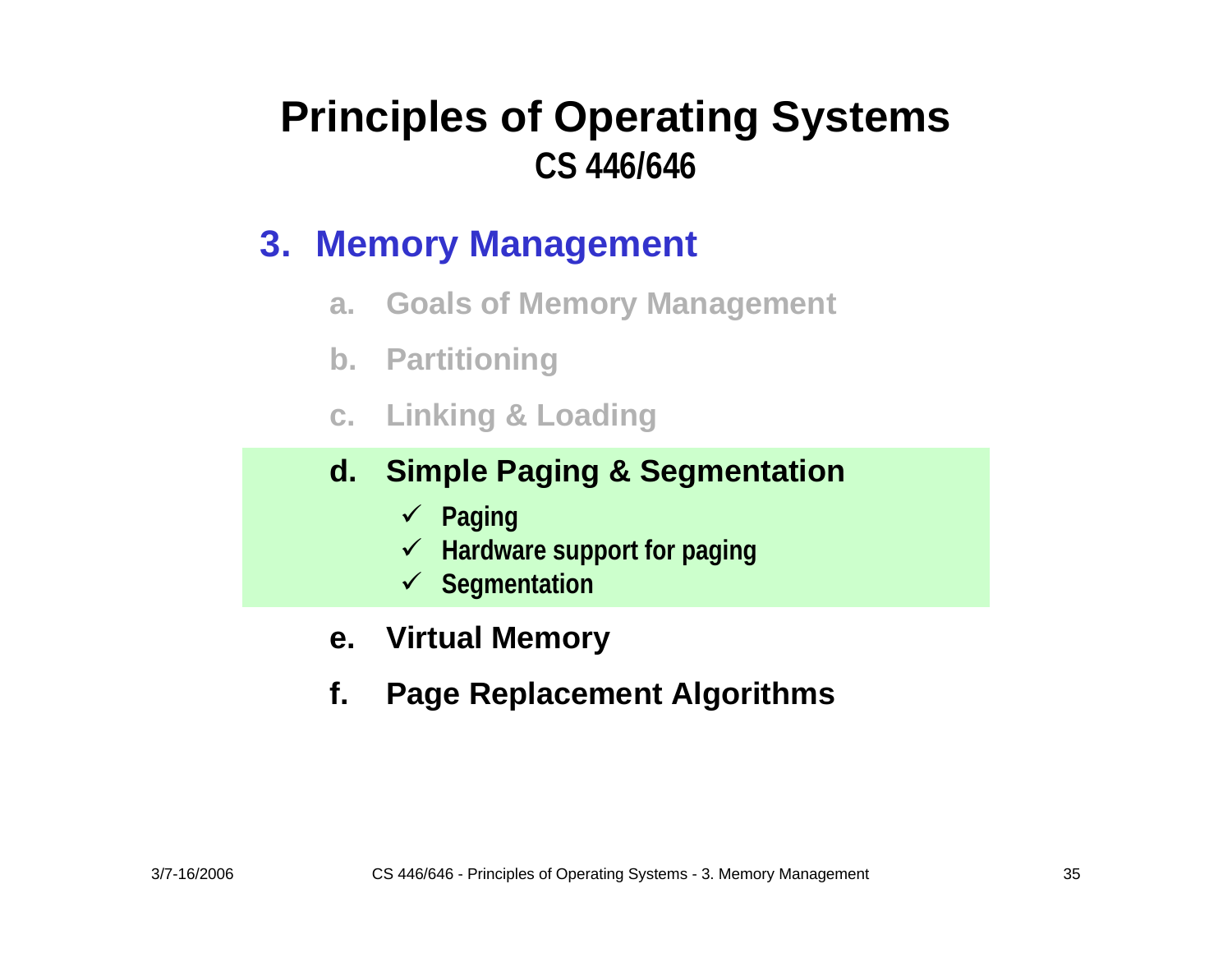# Principles of Operating Systems
## CS 446/646

### 3. Memory Management

a. Goals of Memory Management

b. Partitioning

c. Linking & Loading

d. **Simple Paging & Segmentation**
   - ✓ Paging
   - ✓ Hardware support for paging
   - ✓ Segmentation

e. Virtual Memory

f. Page Replacement Algorithms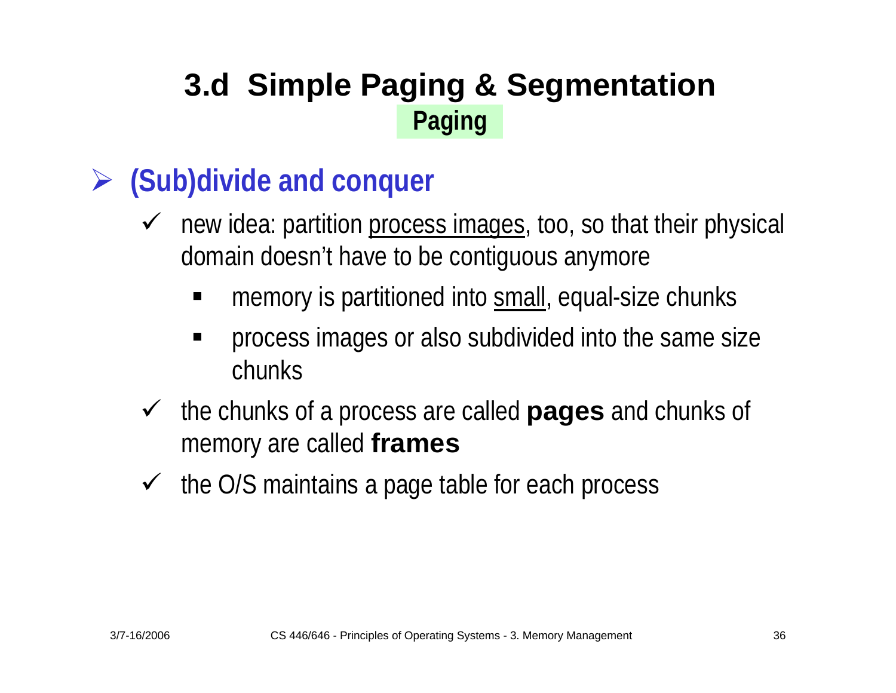# 3.d Simple Paging & Segmentation

## Paging

- **(Sub)divide and conquer**
  - new idea: partition process images, too, so that their physical domain doesn't have to be contiguous anymore
    - memory is partitioned into small, equal-size chunks
    - process images or also subdivided into the same size chunks
  - the chunks of a process are called **pages** and chunks of memory are called **frames**
  - the O/S maintains a page table for each process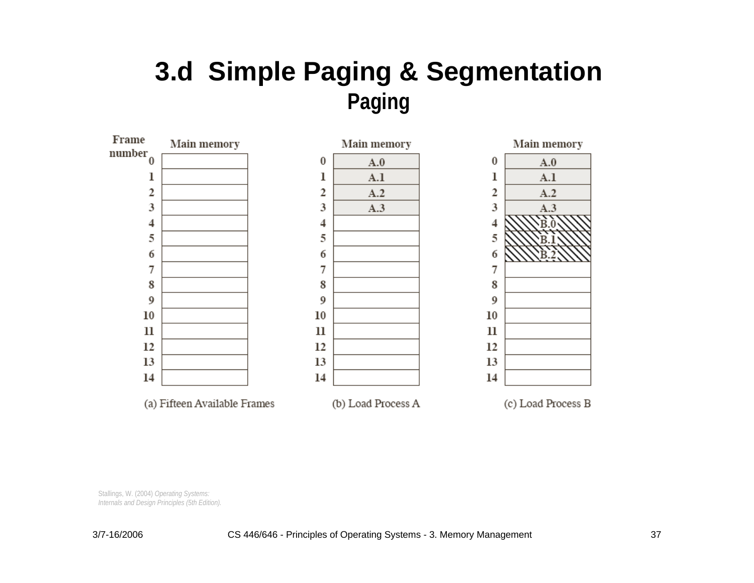# 3.d Simple Paging & Segmentation

## Paging

| Frame number | Main memory |
|---|---|
| 0 | |
| 1 | |
| 2 | |
| 3 | |
| 4 | |
| 5 | |
| 6 | |
| 7 | |
| 8 | |
| 9 | |
| 10 | |
| 11 | |
| 12 | |
| 13 | |
| 14 | |

(a) Fifteen Available Frames

| Frame number | Main memory |
|---|---|
| 0 | A.0 |
| 1 | A.1 |
| 2 | A.2 |
| 3 | A.3 |
| 4 | |
| 5 | |
| 6 | |
| 7 | |
| 8 | |
| 9 | |
| 10 | |
| 11 | |
| 12 | |
| 13 | |
| 14 | |

(b) Load Process A

| Frame number | Main memory |
|---|---|
| 0 | A.0 |
| 1 | A.1 |
| 2 | A.2 |
| 3 | A.3 |
| 4 | B.0 |
| 5 | B.1 |
| 6 | B.2 |
| 7 | |
| 8 | |
| 9 | |
| 10 | |
| 11 | |
| 12 | |
| 13 | |
| 14 | |

(c) Load Process B

Stallings, W. (2004) *Operating Systems: Internals and Design Principles (5th Edition).*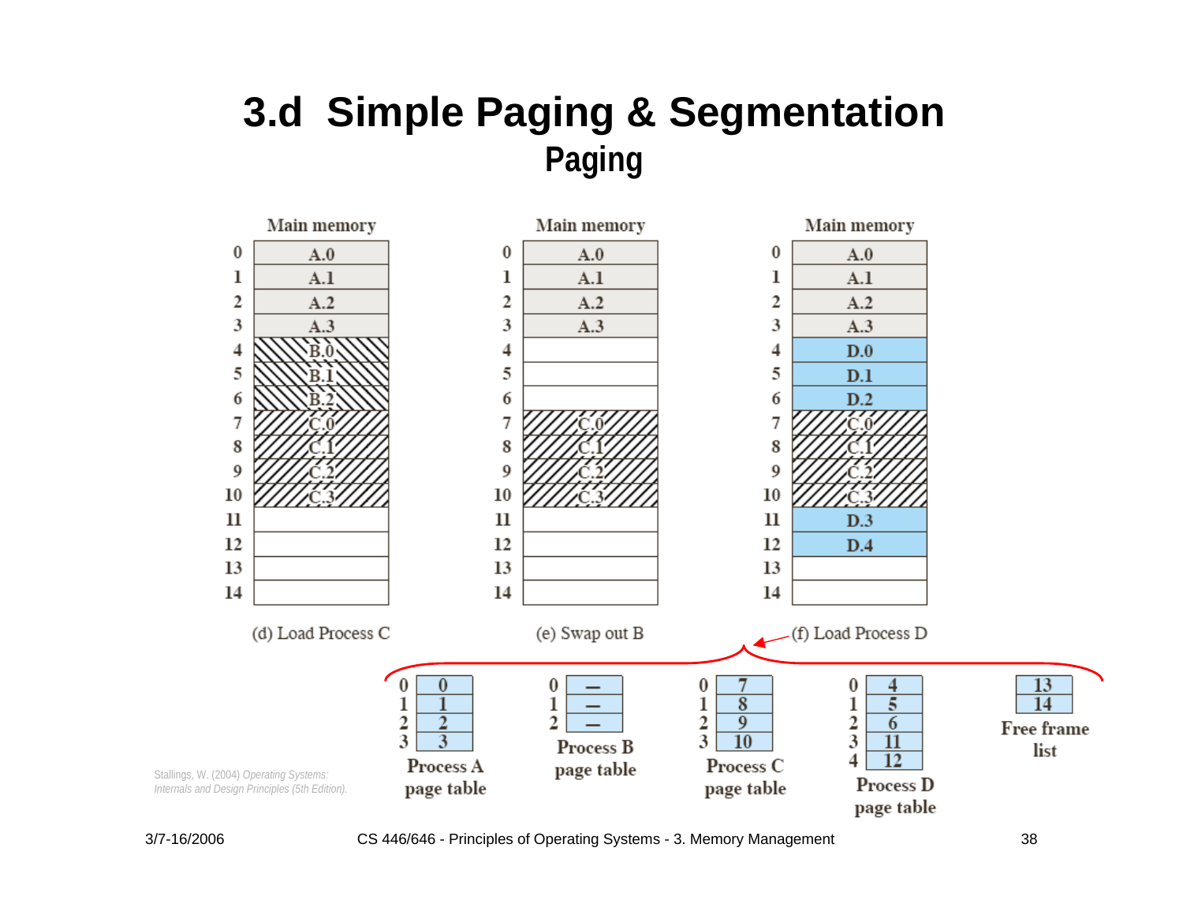# 3.d Simple Paging & Segmentation

## Paging

| Frame | Main memory |
|---|---|
| 0 | A.0 |
| 1 | A.1 |
| 2 | A.2 |
| 3 | A.3 |
| 4 | B.0 |
| 5 | B.1 |
| 6 | B.2 |
| 7 | C.0 |
| 8 | C.1 |
| 9 | C.2 |
| 10 | C.3 |
| 11 | |
| 12 | |
| 13 | |
| 14 | |

(d) Load Process C

| Frame | Main memory |
|---|---|
| 0 | A.0 |
| 1 | A.1 |
| 2 | A.2 |
| 3 | A.3 |
| 4 | |
| 5 | |
| 6 | |
| 7 | C.0 |
| 8 | C.1 |
| 9 | C.2 |
| 10 | C.3 |
| 11 | |
| 12 | |
| 13 | |
| 14 | |

(e) Swap out B

| Frame | Main memory |
|---|---|
| 0 | A.0 |
| 1 | A.1 |
| 2 | A.2 |
| 3 | A.3 |
| 4 | D.0 |
| 5 | D.1 |
| 6 | D.2 |
| 7 | C.0 |
| 8 | C.1 |
| 9 | C.2 |
| 10 | C.3 |
| 11 | D.3 |
| 12 | D.4 |
| 13 | |
| 14 | |

(f) Load Process D

Process A page table

| Page | Frame |
|---|---|
| 0 | 0 |
| 1 | 1 |
| 2 | 2 |
| 3 | 3 |

Process B page table

| Page | Frame |
|---|---|
| 0 | — |
| 1 | — |
| 2 | — |

Process C page table

| Page | Frame |
|---|---|
| 0 | 7 |
| 1 | 8 |
| 2 | 9 |
| 3 | 10 |

Process D page table

| Page | Frame |
|---|---|
| 0 | 4 |
| 1 | 5 |
| 2 | 6 |
| 3 | 11 |
| 4 | 12 |

Free frame list

| |
|---|
| 13 |
| 14 |

Stallings, W. (2004) *Operating Systems: Internals and Design Principles (5th Edition).*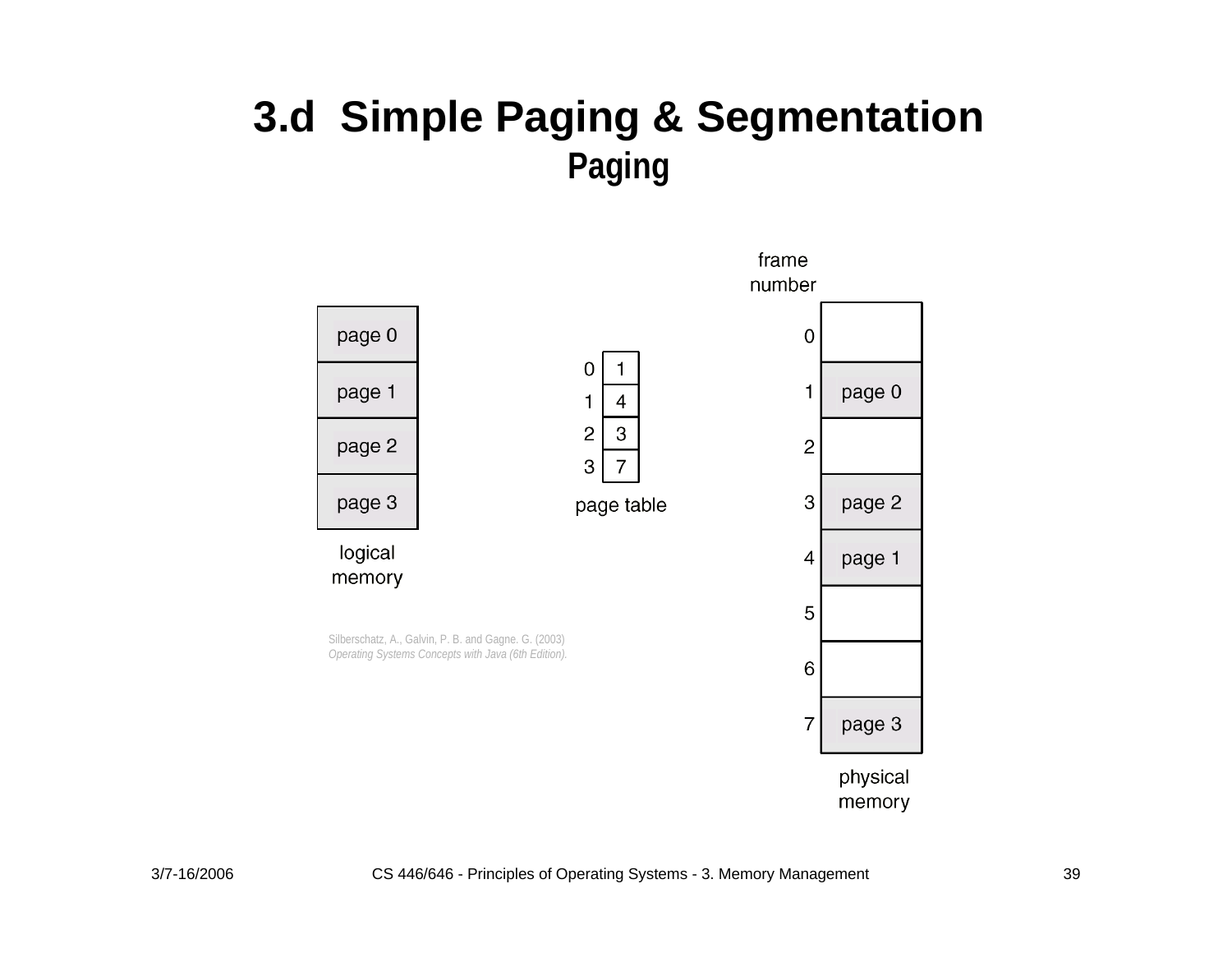# 3.d Simple Paging & Segmentation

## Paging

| logical memory |
| --- |
| page 0 |
| page 1 |
| page 2 |
| page 3 |

**page table**

| page | frame |
| --- | --- |
| 0 | 1 |
| 1 | 4 |
| 2 | 3 |
| 3 | 7 |

**physical memory**

| frame number | |
| --- | --- |
| 0 | |
| 1 | page 0 |
| 2 | |
| 3 | page 2 |
| 4 | page 1 |
| 5 | |
| 6 | |
| 7 | page 3 |

Silberschatz, A., Galvin, P. B. and Gagne. G. (2003)
*Operating Systems Concepts with Java (6th Edition).*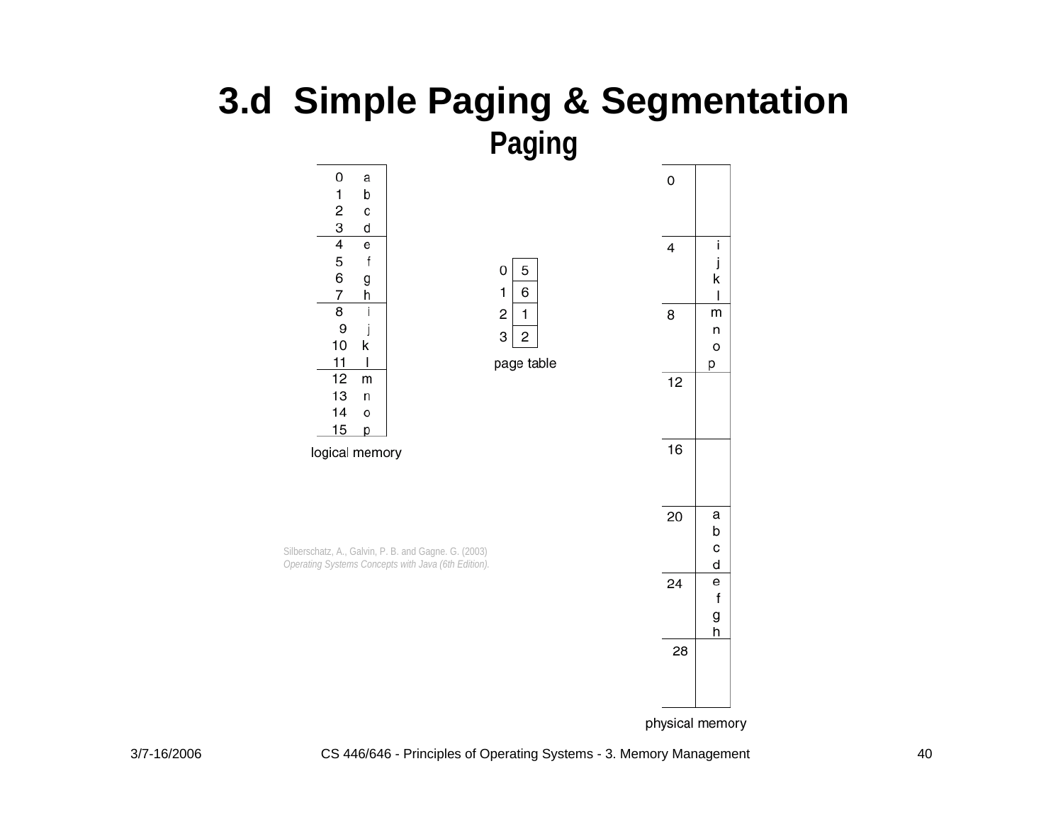# 3.d Simple Paging & Segmentation

## Paging

**logical memory**

| Address | Content |
|---|---|
| 0 | a |
| 1 | b |
| 2 | c |
| 3 | d |
| 4 | e |
| 5 | f |
| 6 | g |
| 7 | h |
| 8 | i |
| 9 | j |
| 10 | k |
| 11 | l |
| 12 | m |
| 13 | n |
| 14 | o |
| 15 | p |

**page table**

| Page | Frame |
|---|---|
| 0 | 5 |
| 1 | 6 |
| 2 | 1 |
| 3 | 2 |

**physical memory**

| Address | Content |
|---|---|
| 0 | |
| 4 | i j k l |
| 8 | m n o p |
| 12 | |
| 16 | |
| 20 | a b c d |
| 24 | e f g h |
| 28 | |

Silberschatz, A., Galvin, P. B. and Gagne. G. (2003)
*Operating Systems Concepts with Java (6th Edition).*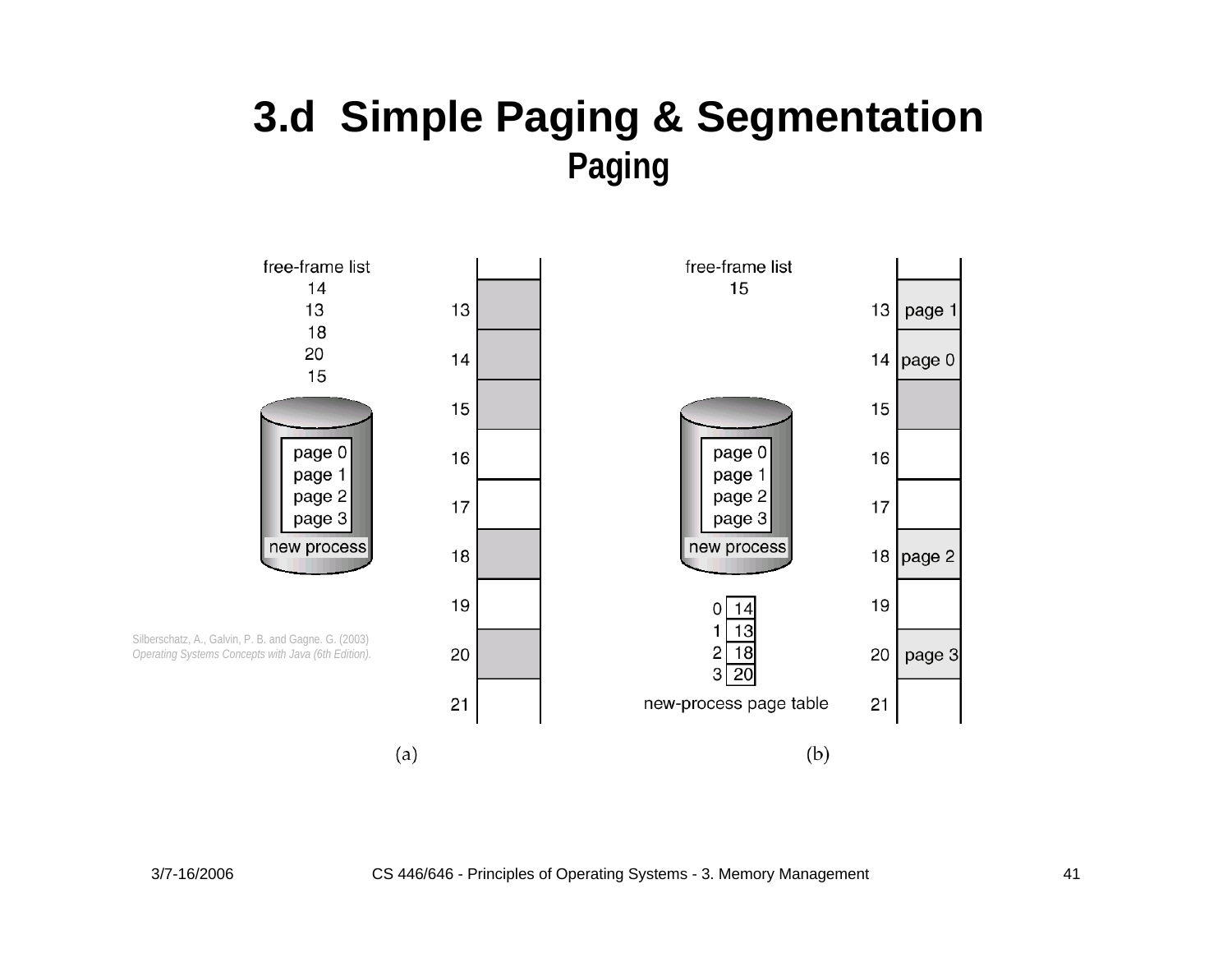# 3.d Simple Paging & Segmentation

## Paging

free-frame list
14
13
18
20
15

page 0
page 1
page 2
page 3
new process

13
14
15
16
17
18
19
20
21

Silberschatz, A., Galvin, P. B. and Gagne. G. (2003)
*Operating Systems Concepts with Java (6th Edition).*

(a)

free-frame list
15

page 0
page 1
page 2
page 3
new process

| | |
|---|---|
| 0 | 14 |
| 1 | 13 |
| 2 | 18 |
| 3 | 20 |

new-process page table

| Frame | Contents |
|---|---|
| 13 | page 1 |
| 14 | page 0 |
| 15 | |
| 16 | |
| 17 | |
| 18 | page 2 |
| 19 | |
| 20 | page 3 |
| 21 | |

(b)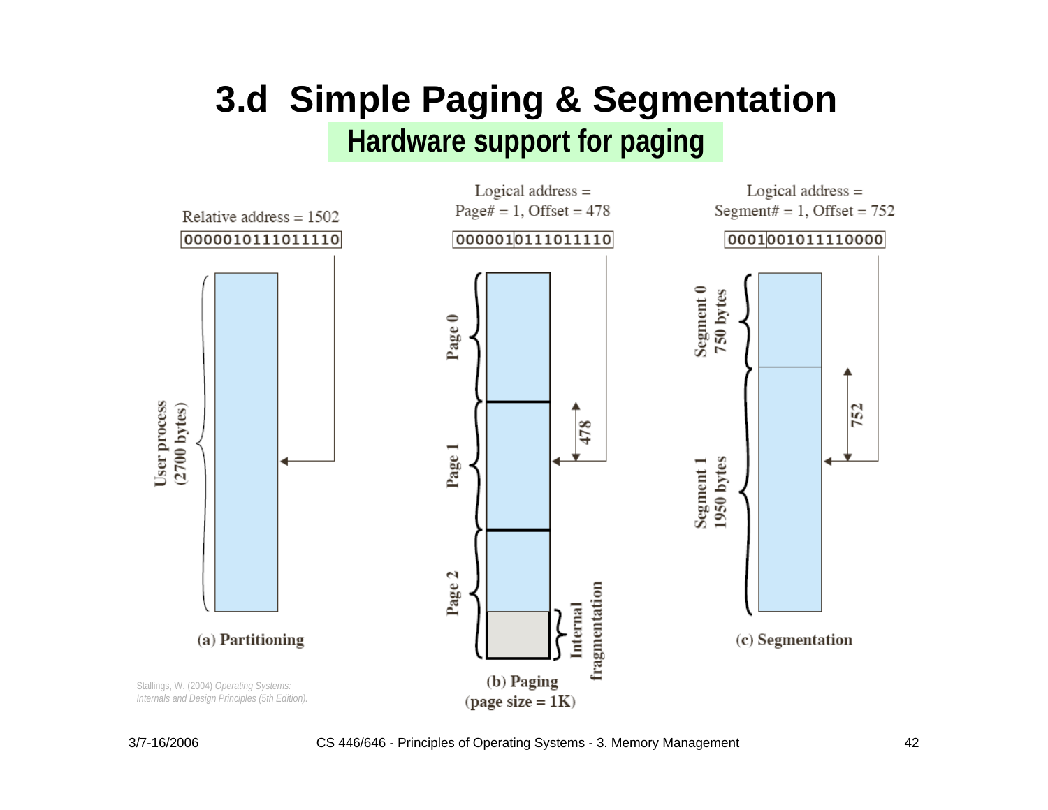# 3.d Simple Paging & Segmentation

## Hardware support for paging

Relative address = 1502

0000010111011110

User process (2700 bytes)

(a) Partitioning

Logical address = Page# = 1, Offset = 478

000001 0111011110

Page 0

Page 1

Page 2

478

Internal fragmentation

(b) Paging (page size = 1K)

Logical address = Segment# = 1, Offset = 752

0001 001011110000

Segment 0 750 bytes

Segment 1 1950 bytes

752

(c) Segmentation

Stallings, W. (2004) *Operating Systems: Internals and Design Principles (5th Edition).*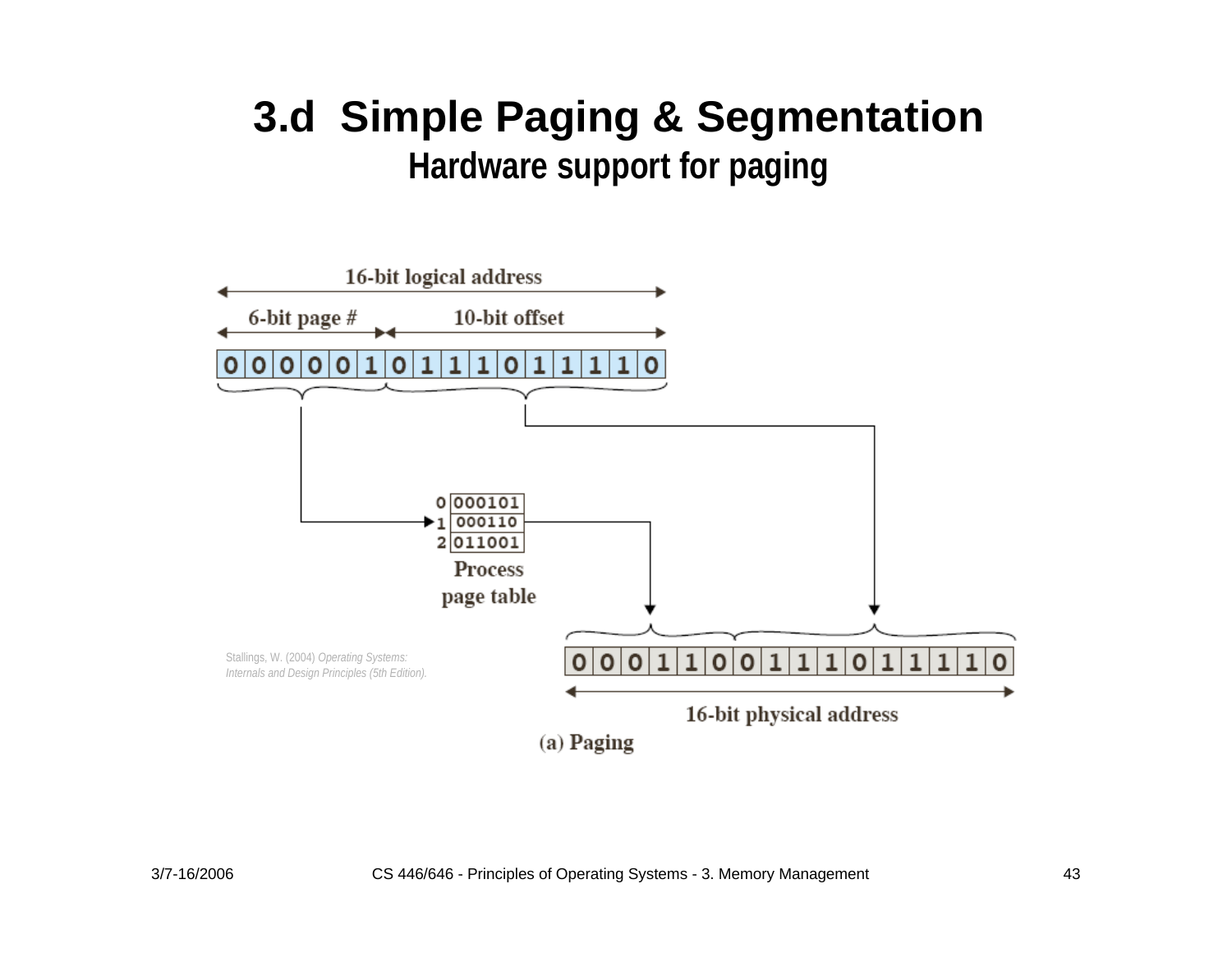# 3.d Simple Paging & Segmentation

## Hardware support for paging

16-bit logical address

6-bit page # | 10-bit offset

0 0 0 0 0 1 0 1 1 1 0 1 1 1 1 0

| | |
|---|---|
| 0 | 000101 |
| 1 | 000110 |
| 2 | 011001 |

Process page table

0 0 0 1 1 0 0 1 1 1 0 1 1 1 1 0

16-bit physical address

(a) Paging

Stallings, W. (2004) *Operating Systems: Internals and Design Principles (5th Edition).*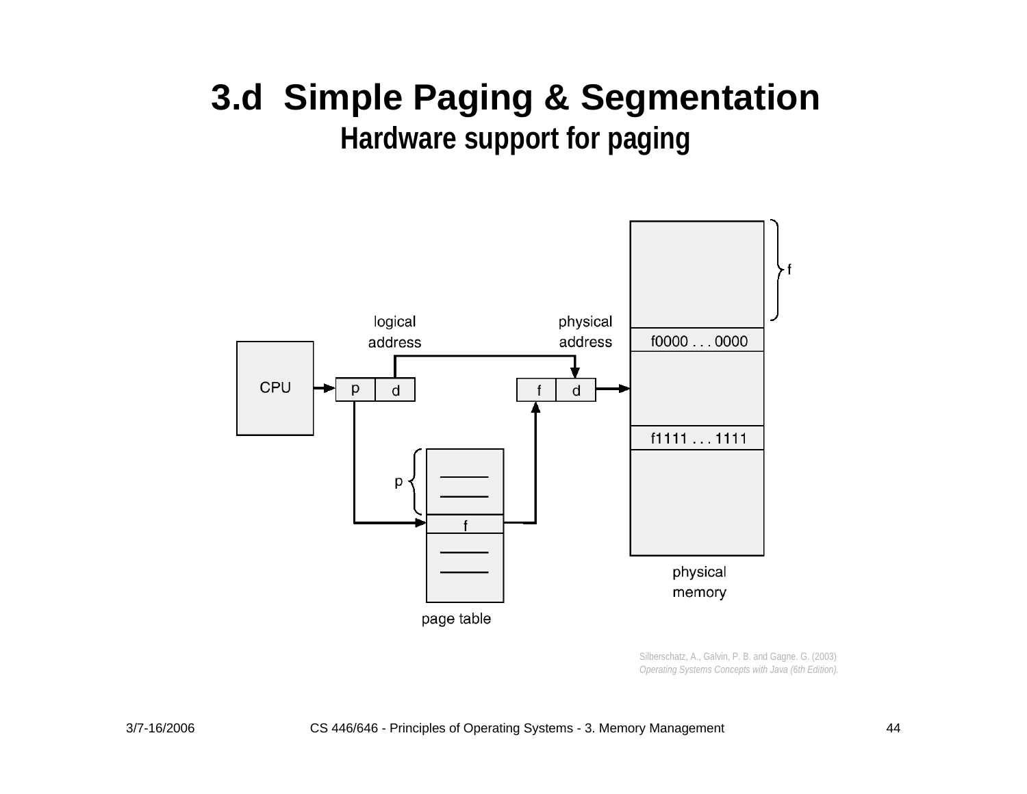# 3.d Simple Paging & Segmentation

## Hardware support for paging

CPU

logical address

p | d

physical address

f | d

page table

p

f

physical memory

f0000 . . . 0000

f1111 . . . 1111

f

Silberschatz, A., Galvin, P. B. and Gagne. G. (2003)
*Operating Systems Concepts with Java (6th Edition).*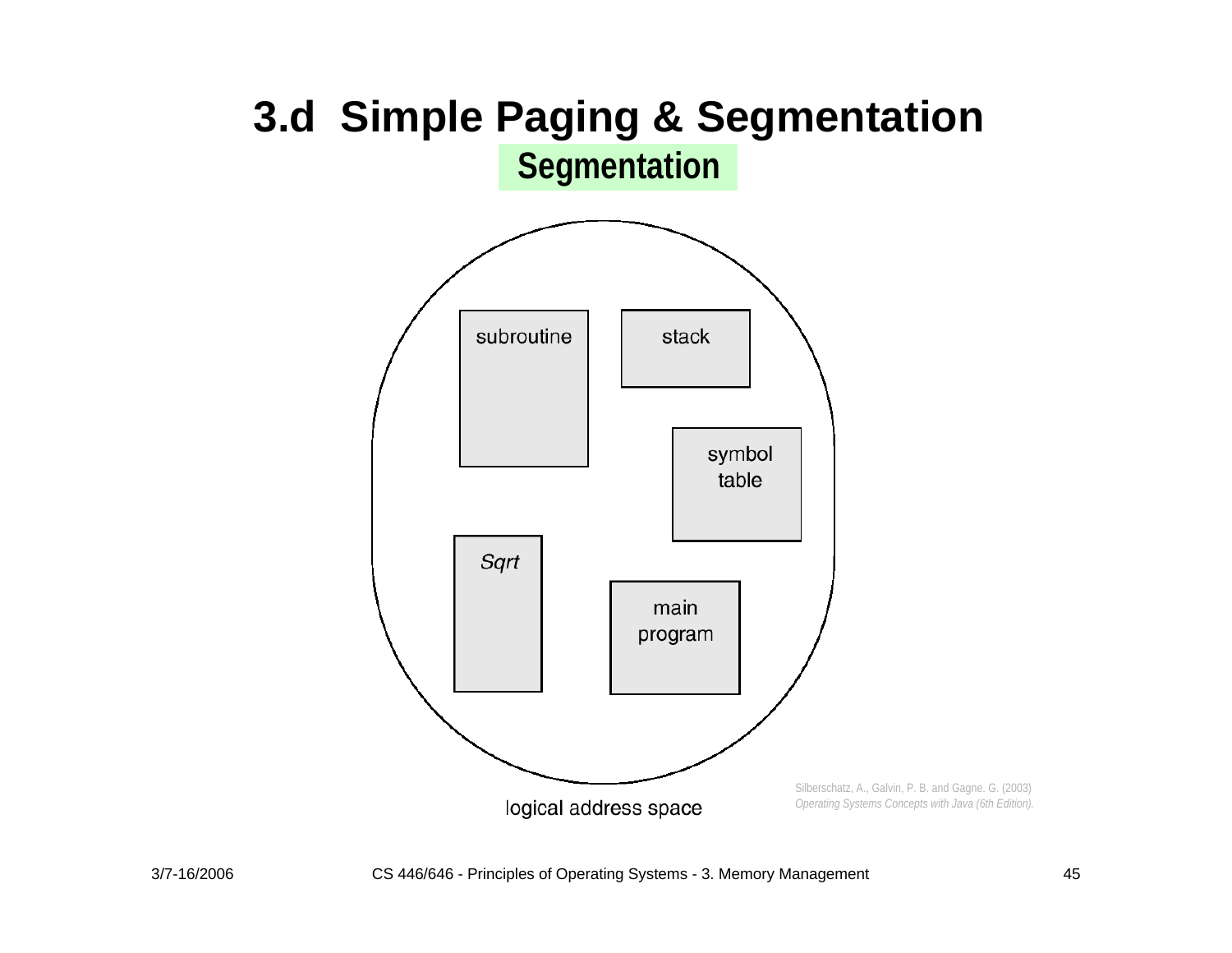# 3.d Simple Paging & Segmentation

## Segmentation

subroutine

stack

symbol table

*Sqrt*

main program

logical address space

Silberschatz, A., Galvin, P. B. and Gagne. G. (2003)
*Operating Systems Concepts with Java (6th Edition).*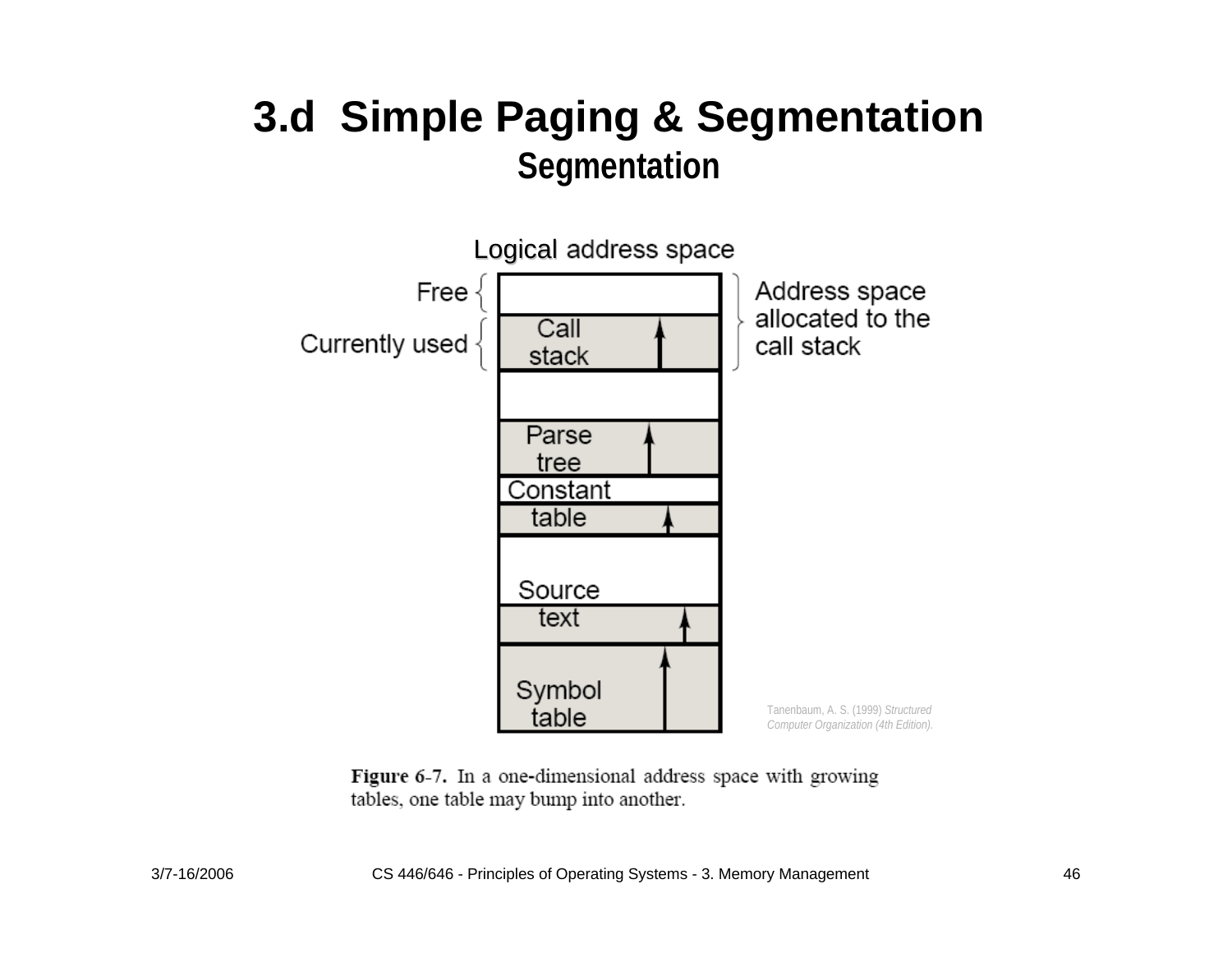# 3.d Simple Paging & Segmentation

## Segmentation

Logical address space

Free | Currently used | Call stack | Address space allocated to the call stack

Parse tree

Constant table

Source text

Symbol table

Tanenbaum, A. S. (1999) *Structured Computer Organization (4th Edition).*

**Figure 6-7.** In a one-dimensional address space with growing tables, one table may bump into another.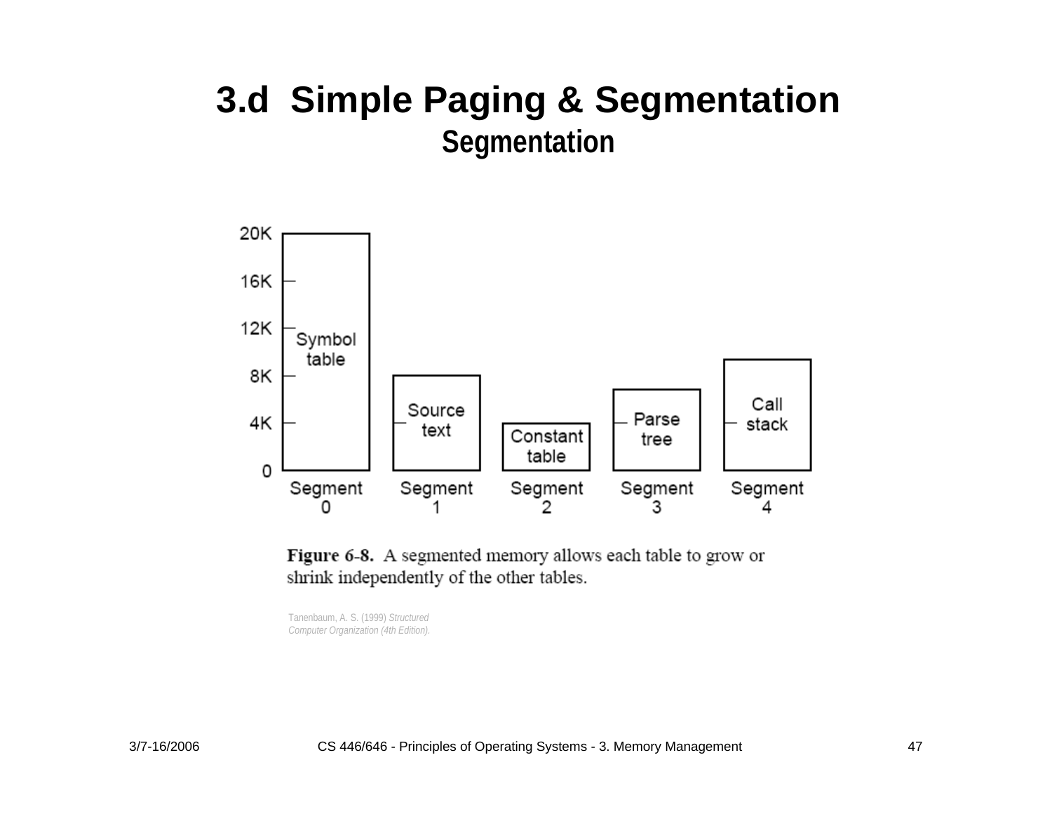# 3.d Simple Paging & Segmentation

## Segmentation

**Figure 6-8.** A segmented memory allows each table to grow or shrink independently of the other tables.

Tanenbaum, A. S. (1999) *Structured Computer Organization (4th Edition).*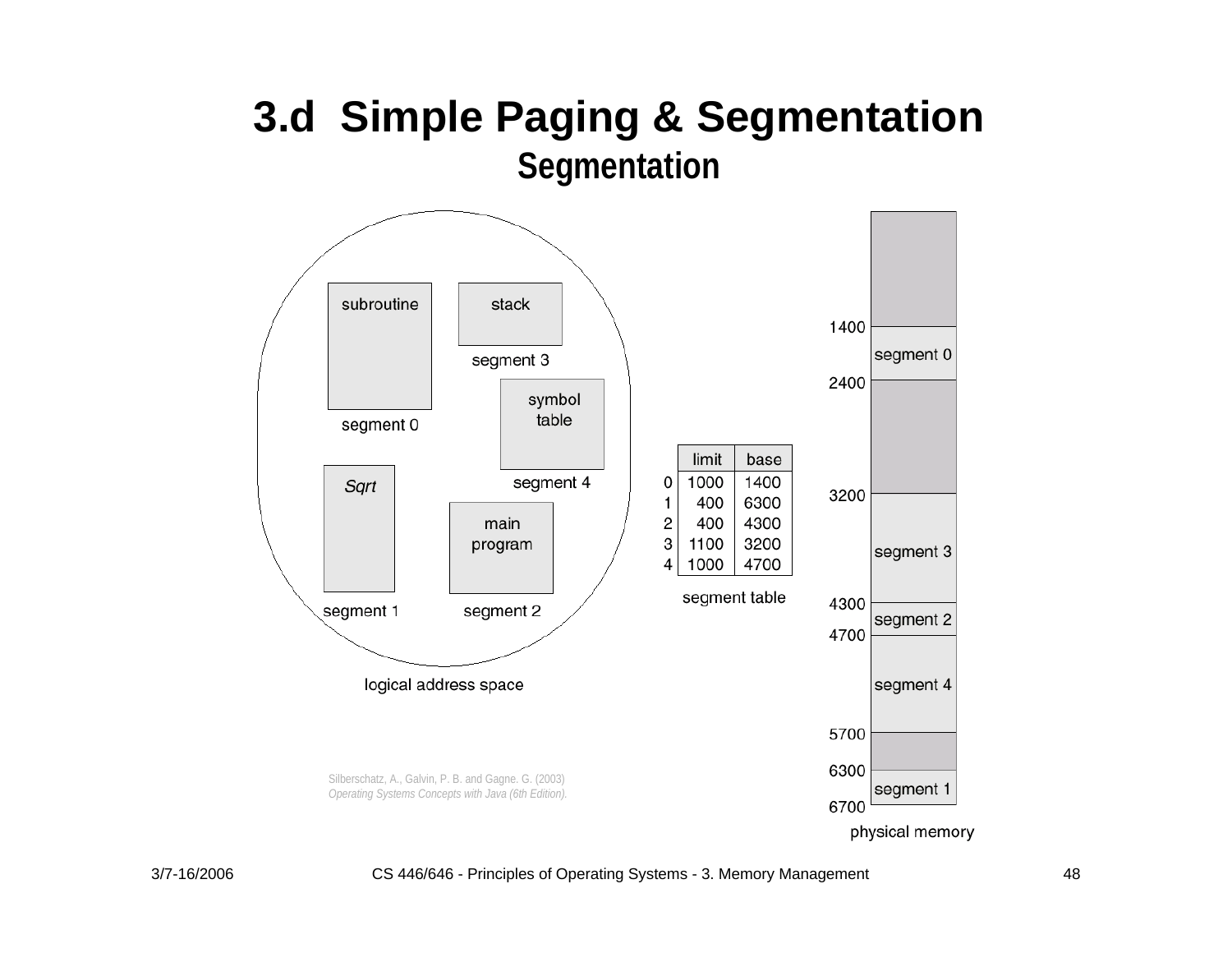# 3.d Simple Paging & Segmentation

## Segmentation

logical address space

- subroutine — segment 0
- stack — segment 3
- symbol table — segment 4
- *Sqrt* — segment 1
- main program — segment 2

segment table

| | limit | base |
|---|---|---|
| 0 | 1000 | 1400 |
| 1 | 400 | 6300 |
| 2 | 400 | 4300 |
| 3 | 1100 | 3200 |
| 4 | 1000 | 4700 |

physical memory

| Address | Contents |
|---|---|
| 1400 | segment 0 |
| 2400 | |
| 3200 | segment 3 |
| 4300 | segment 2 |
| 4700 | segment 4 |
| 5700 | |
| 6300 | segment 1 |
| 6700 | |

Silberschatz, A., Galvin, P. B. and Gagne. G. (2003) *Operating Systems Concepts with Java (6th Edition).*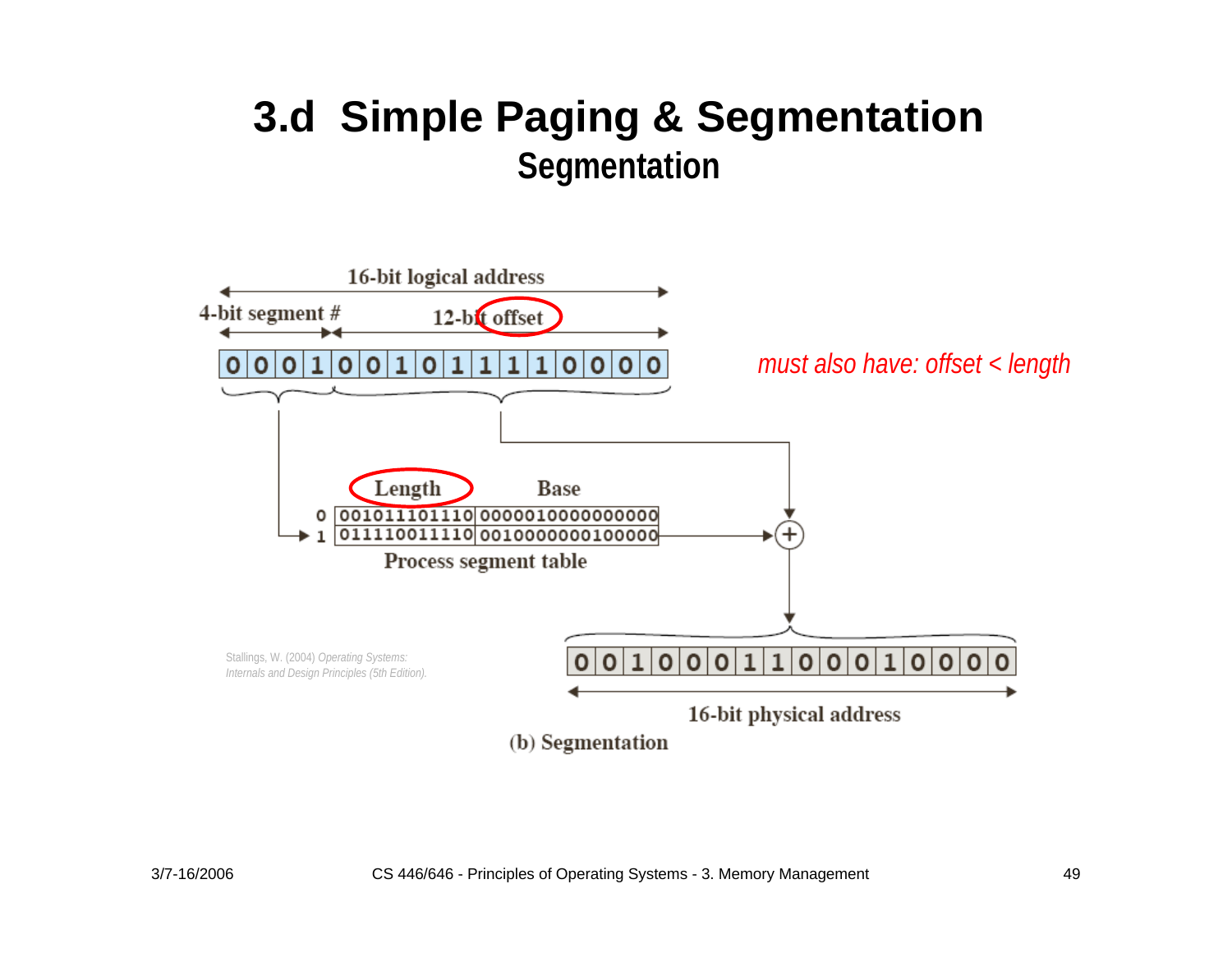# 3.d Simple Paging & Segmentation

## Segmentation

16-bit logical address

4-bit segment # | 12-bit offset

| 0 | 0 | 0 | 1 | 0 | 0 | 1 | 0 | 1 | 1 | 1 | 1 | 0 | 0 | 0 | 0 |
|---|---|---|---|---|---|---|---|---|---|---|---|---|---|---|---|

*must also have: offset < length*

Process segment table

| | Length | Base |
|---|---|---|
| 0 | 001011101110 | 0000010000000000 |
| 1 | 011110011110 | 0010000000100000 |

16-bit physical address

| 0 | 0 | 1 | 0 | 0 | 0 | 1 | 1 | 0 | 0 | 0 | 1 | 0 | 0 | 0 | 0 |
|---|---|---|---|---|---|---|---|---|---|---|---|---|---|---|---|

(b) Segmentation

Stallings, W. (2004) *Operating Systems: Internals and Design Principles (5th Edition).*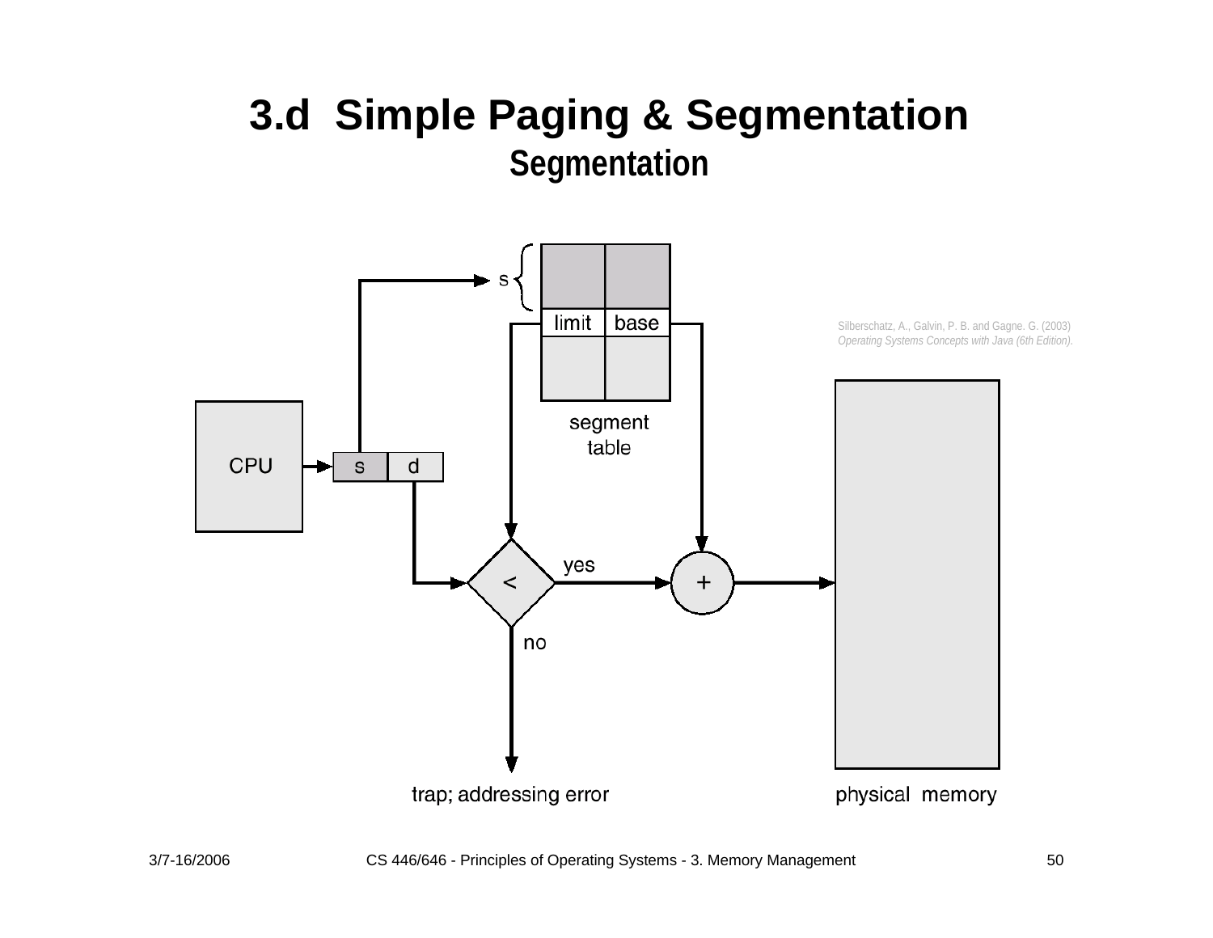# 3.d Simple Paging & Segmentation

## Segmentation

Silberschatz, A., Galvin, P. B. and Gagne. G. (2003) *Operating Systems Concepts with Java (6th Edition).*

CPU

s | d

s

limit | base

segment table

<

yes

no

+

trap; addressing error

physical memory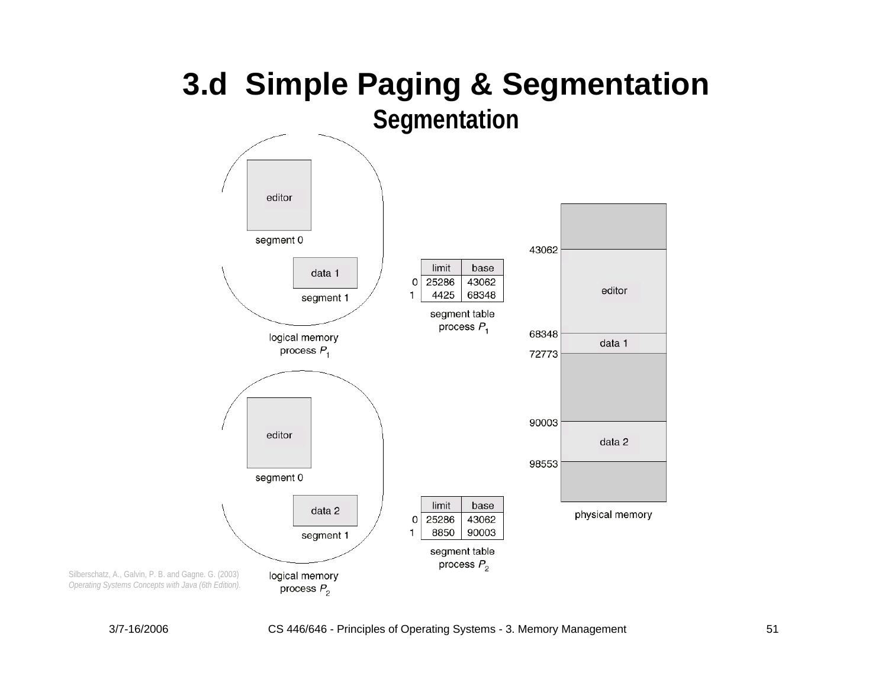# 3.d Simple Paging & Segmentation

## Segmentation

editor

segment 0

data 1

segment 1

logical memory process $P_1$

| | limit | base |
|---|---|---|
| 0 | 25286 | 43062 |
| 1 | 4425 | 68348 |

segment table process $P_1$

editor

segment 0

data 2

segment 1

logical memory process $P_2$

| | limit | base |
|---|---|---|
| 0 | 25286 | 43062 |
| 1 | 8850 | 90003 |

segment table process $P_2$

43062

editor

68348

data 1

72773

90003

data 2

98553

physical memory

Silberschatz, A., Galvin, P. B. and Gagne. G. (2003) *Operating Systems Concepts with Java (6th Edition).*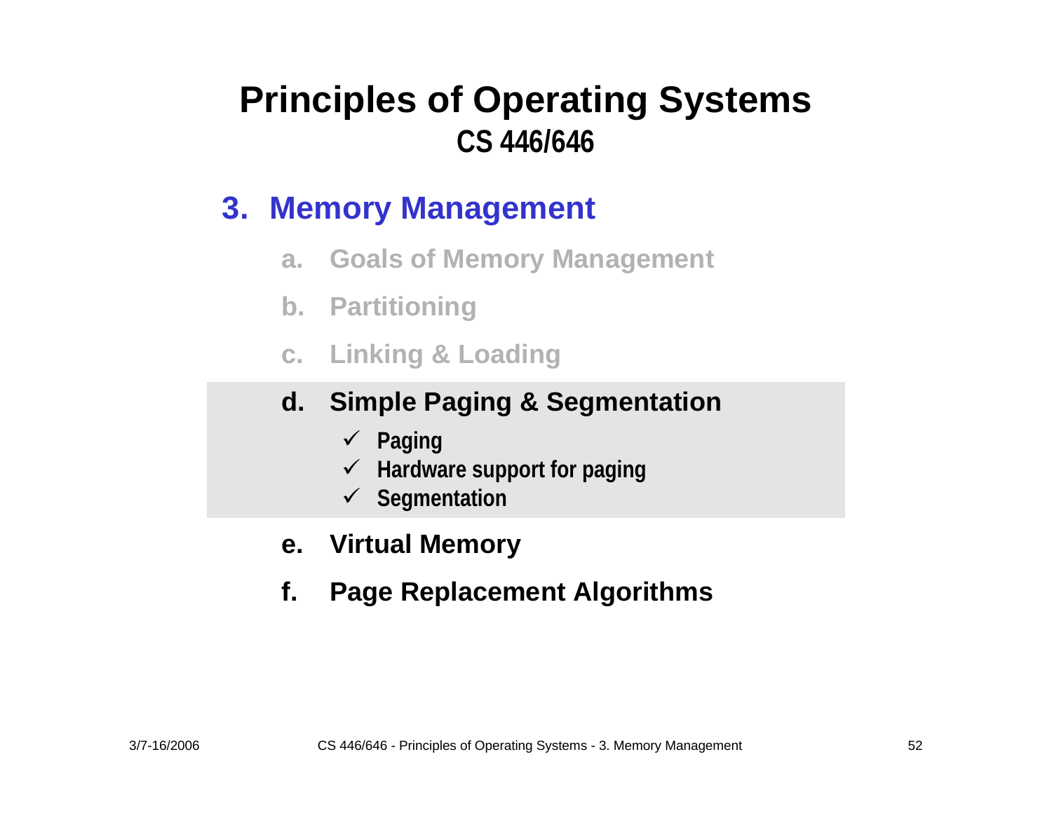# Principles of Operating Systems
## CS 446/646

### 3. Memory Management

a. Goals of Memory Management

b. Partitioning

c. Linking & Loading

d. Simple Paging & Segmentation
   - ✓ Paging
   - ✓ Hardware support for paging
   - ✓ Segmentation

e. Virtual Memory

f. Page Replacement Algorithms